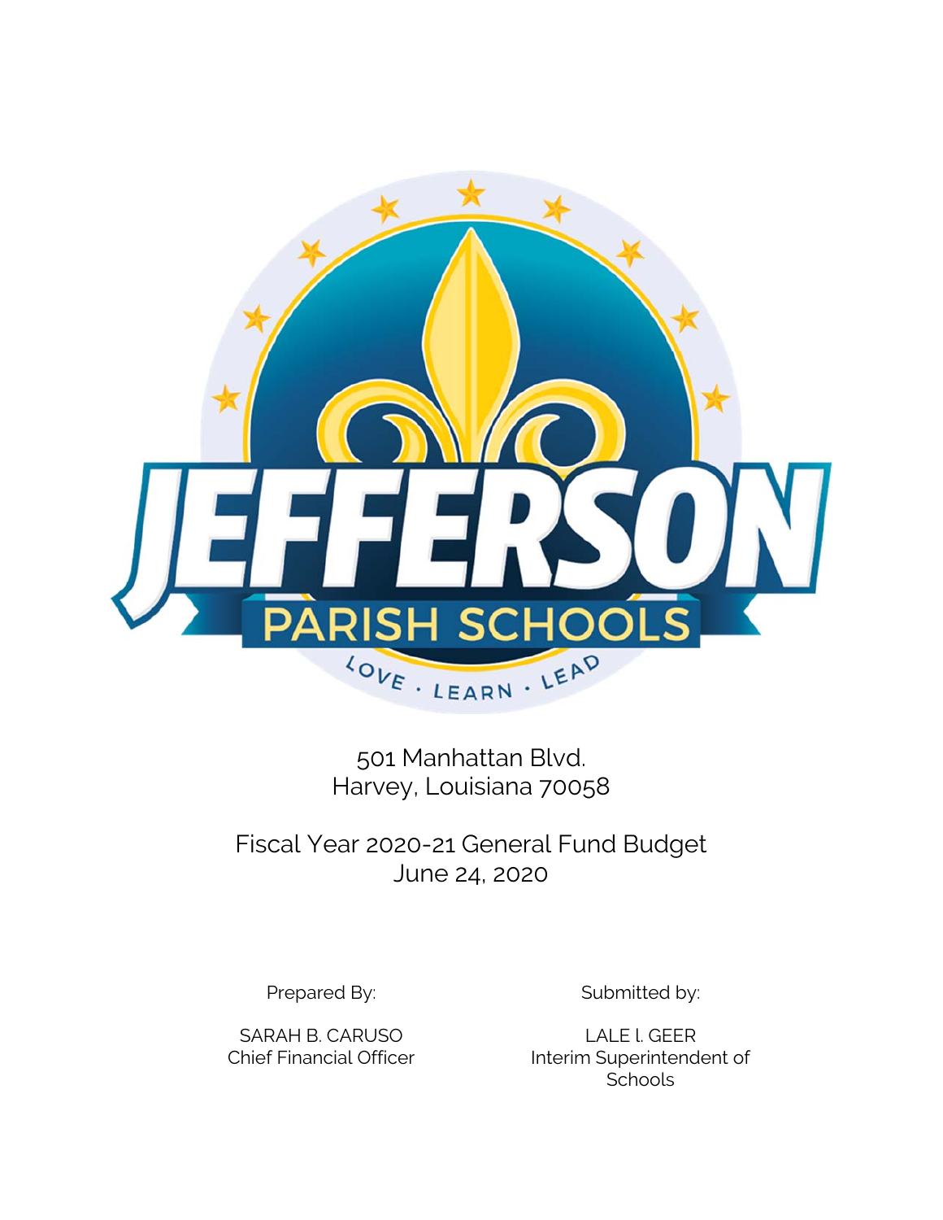501 Manhattan Blvd.
Harvey, Louisiana 70058

# Fiscal Year 2020-21 General Fund Budget

June 24, 2020

Prepared By:

SARAH B. CARUSO
Chief Financial Officer

Submitted by:

LALE l. GEER
Interim Superintendent of Schools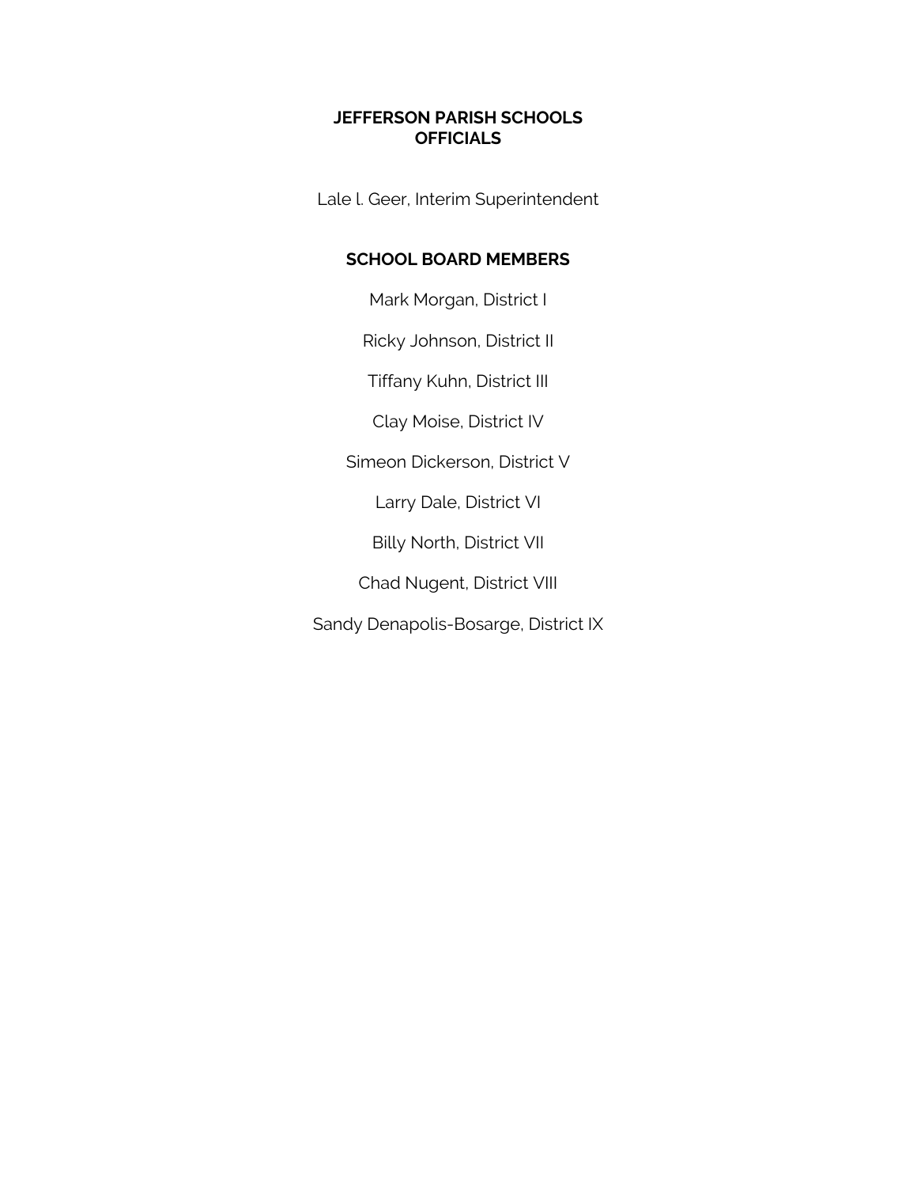# JEFFERSON PARISH SCHOOLS OFFICIALS

Lale l. Geer, Interim Superintendent

## SCHOOL BOARD MEMBERS

Mark Morgan, District I

Ricky Johnson, District II

Tiffany Kuhn, District III

Clay Moise, District IV

Simeon Dickerson, District V

Larry Dale, District VI

Billy North, District VII

Chad Nugent, District VIII

Sandy Denapolis-Bosarge, District IX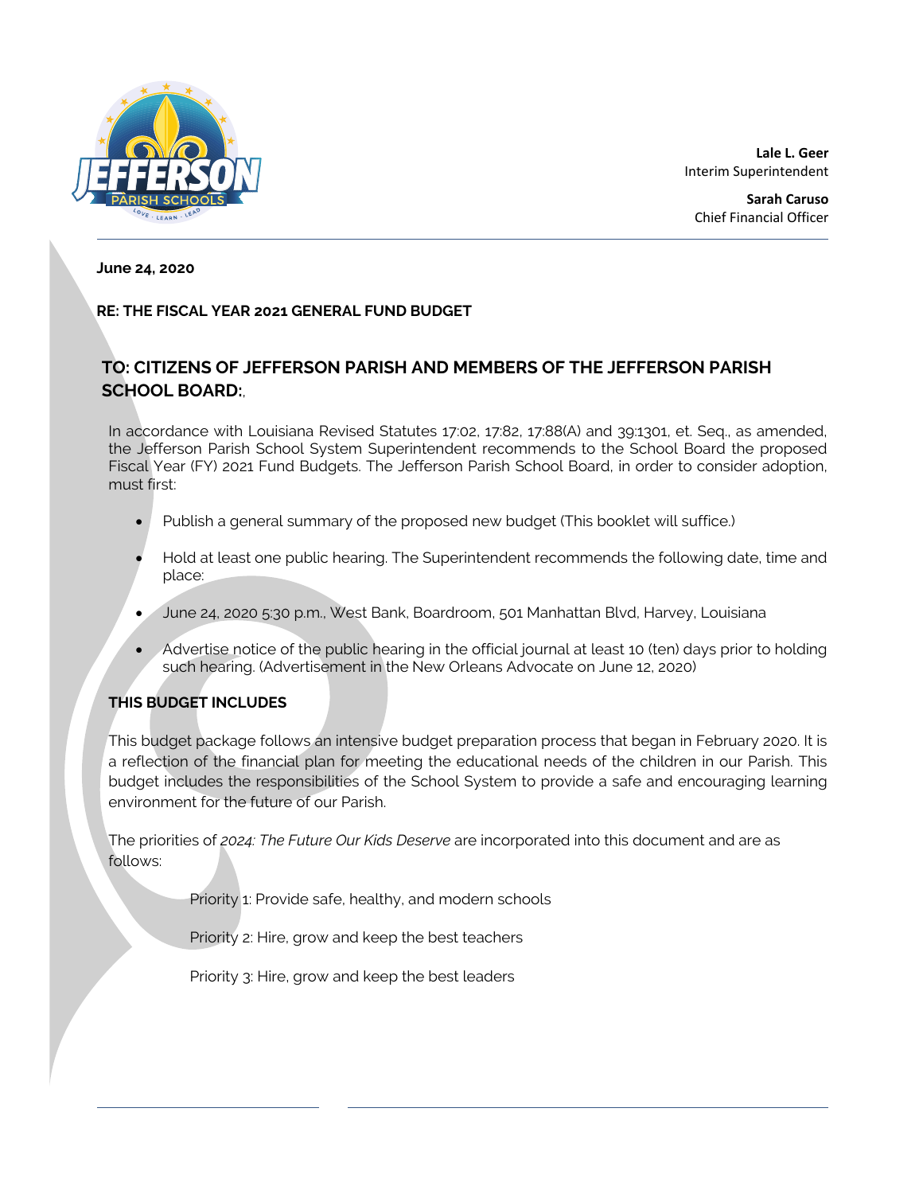Lale L. Geer
Interim Superintendent

Sarah Caruso
Chief Financial Officer

**June 24, 2020**

**RE: THE FISCAL YEAR 2021 GENERAL FUND BUDGET**

## TO: CITIZENS OF JEFFERSON PARISH AND MEMBERS OF THE JEFFERSON PARISH SCHOOL BOARD:,

In accordance with Louisiana Revised Statutes 17:02, 17:82, 17:88(A) and 39:1301, et. Seq., as amended, the Jefferson Parish School System Superintendent recommends to the School Board the proposed Fiscal Year (FY) 2021 Fund Budgets. The Jefferson Parish School Board, in order to consider adoption, must first:

- Publish a general summary of the proposed new budget (This booklet will suffice.)
- Hold at least one public hearing. The Superintendent recommends the following date, time and place:
- June 24, 2020 5:30 p.m., West Bank, Boardroom, 501 Manhattan Blvd, Harvey, Louisiana
- Advertise notice of the public hearing in the official journal at least 10 (ten) days prior to holding such hearing. (Advertisement in the New Orleans Advocate on June 12, 2020)

**THIS BUDGET INCLUDES**

This budget package follows an intensive budget preparation process that began in February 2020. It is a reflection of the financial plan for meeting the educational needs of the children in our Parish. This budget includes the responsibilities of the School System to provide a safe and encouraging learning environment for the future of our Parish.

The priorities of *2024: The Future Our Kids Deserve* are incorporated into this document and are as follows:

Priority 1: Provide safe, healthy, and modern schools

Priority 2: Hire, grow and keep the best teachers

Priority 3: Hire, grow and keep the best leaders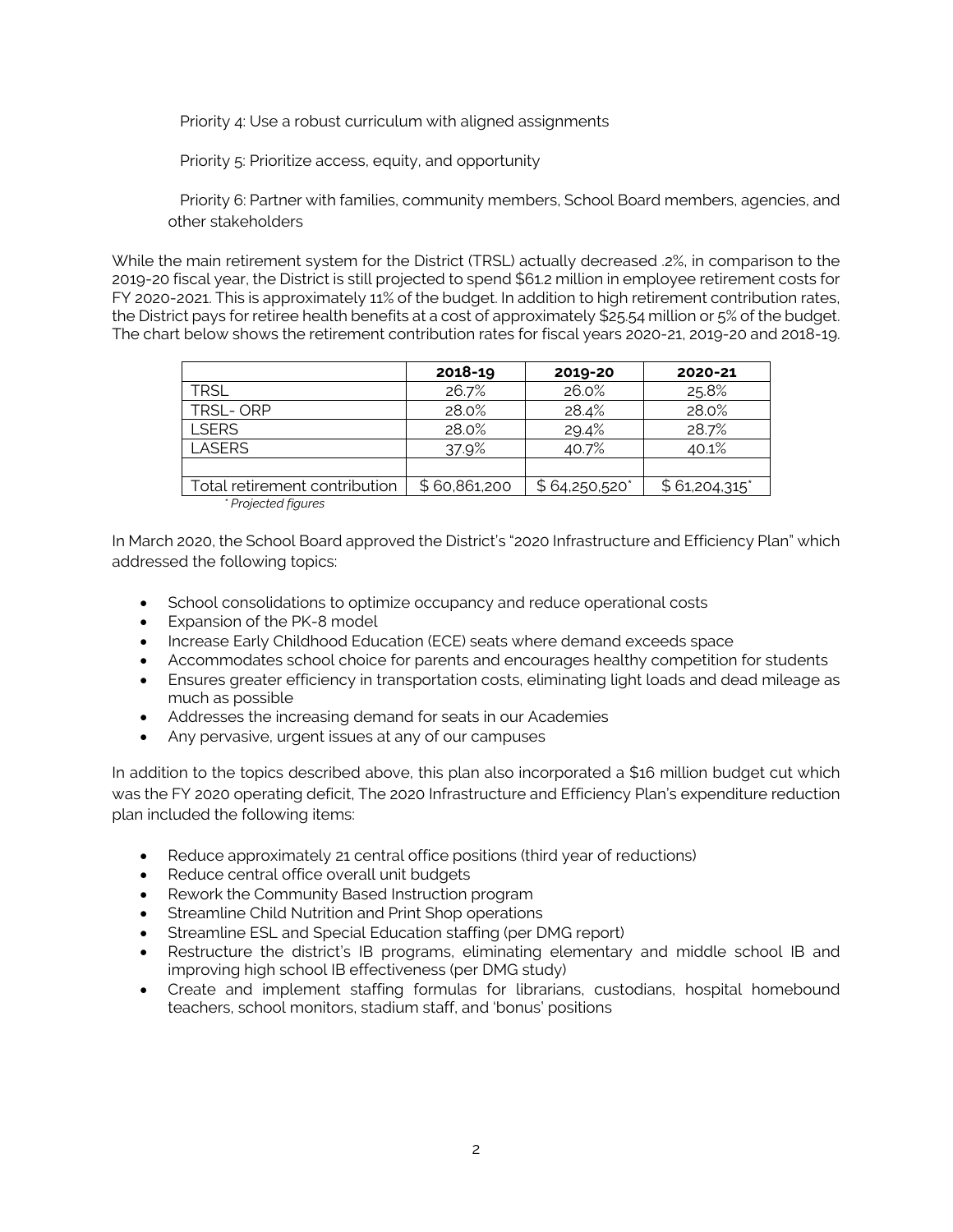Priority 4: Use a robust curriculum with aligned assignments

Priority 5: Prioritize access, equity, and opportunity

Priority 6: Partner with families, community members, School Board members, agencies, and other stakeholders

While the main retirement system for the District (TRSL) actually decreased .2%, in comparison to the 2019-20 fiscal year, the District is still projected to spend $61.2 million in employee retirement costs for FY 2020-2021. This is approximately 11% of the budget. In addition to high retirement contribution rates, the District pays for retiree health benefits at a cost of approximately $25.54 million or 5% of the budget. The chart below shows the retirement contribution rates for fiscal years 2020-21, 2019-20 and 2018-19.

| | **2018-19** | **2019-20** | **2020-21** |
|---|---|---|---|
| TRSL | 26.7% | 26.0% | 25.8% |
| TRSL- ORP | 28.0% | 28.4% | 28.0% |
| LSERS | 28.0% | 29.4% | 28.7% |
| LASERS | 37.9% | 40.7% | 40.1% |
| | | | |
| Total retirement contribution | $ 60,861,200 | $ 64,250,520* | $ 61,204,315* |

*\* Projected figures*

In March 2020, the School Board approved the District's "2020 Infrastructure and Efficiency Plan" which addressed the following topics:

- School consolidations to optimize occupancy and reduce operational costs
- Expansion of the PK-8 model
- Increase Early Childhood Education (ECE) seats where demand exceeds space
- Accommodates school choice for parents and encourages healthy competition for students
- Ensures greater efficiency in transportation costs, eliminating light loads and dead mileage as much as possible
- Addresses the increasing demand for seats in our Academies
- Any pervasive, urgent issues at any of our campuses

In addition to the topics described above, this plan also incorporated a $16 million budget cut which was the FY 2020 operating deficit, The 2020 Infrastructure and Efficiency Plan's expenditure reduction plan included the following items:

- Reduce approximately 21 central office positions (third year of reductions)
- Reduce central office overall unit budgets
- Rework the Community Based Instruction program
- Streamline Child Nutrition and Print Shop operations
- Streamline ESL and Special Education staffing (per DMG report)
- Restructure the district's IB programs, eliminating elementary and middle school IB and improving high school IB effectiveness (per DMG study)
- Create and implement staffing formulas for librarians, custodians, hospital homebound teachers, school monitors, stadium staff, and 'bonus' positions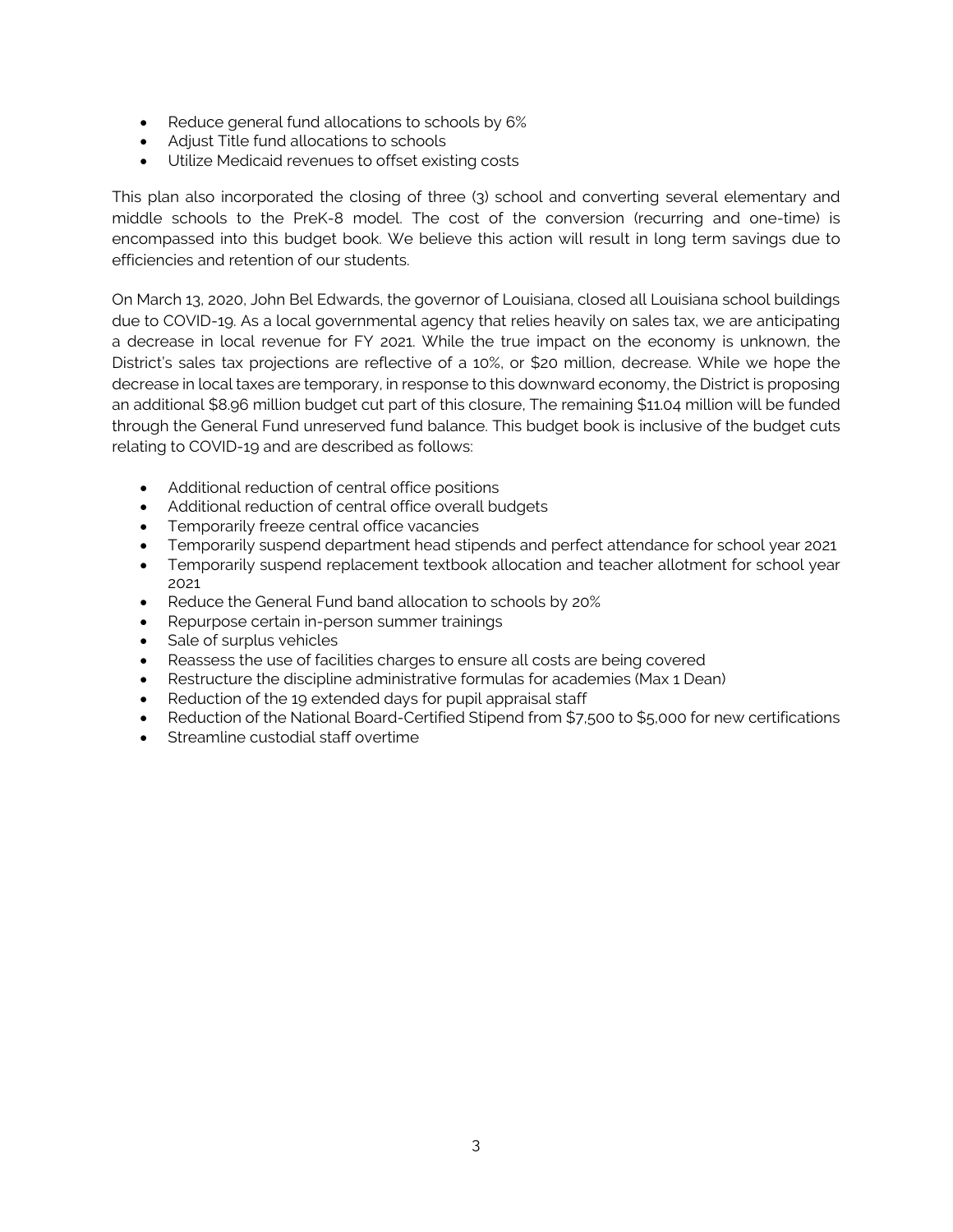- Reduce general fund allocations to schools by 6%
- Adjust Title fund allocations to schools
- Utilize Medicaid revenues to offset existing costs

This plan also incorporated the closing of three (3) school and converting several elementary and middle schools to the PreK-8 model. The cost of the conversion (recurring and one-time) is encompassed into this budget book. We believe this action will result in long term savings due to efficiencies and retention of our students.

On March 13, 2020, John Bel Edwards, the governor of Louisiana, closed all Louisiana school buildings due to COVID-19. As a local governmental agency that relies heavily on sales tax, we are anticipating a decrease in local revenue for FY 2021. While the true impact on the economy is unknown, the District's sales tax projections are reflective of a 10%, or $20 million, decrease. While we hope the decrease in local taxes are temporary, in response to this downward economy, the District is proposing an additional $8.96 million budget cut part of this closure, The remaining $11.04 million will be funded through the General Fund unreserved fund balance. This budget book is inclusive of the budget cuts relating to COVID-19 and are described as follows:

- Additional reduction of central office positions
- Additional reduction of central office overall budgets
- Temporarily freeze central office vacancies
- Temporarily suspend department head stipends and perfect attendance for school year 2021
- Temporarily suspend replacement textbook allocation and teacher allotment for school year 2021
- Reduce the General Fund band allocation to schools by 20%
- Repurpose certain in-person summer trainings
- Sale of surplus vehicles
- Reassess the use of facilities charges to ensure all costs are being covered
- Restructure the discipline administrative formulas for academies (Max 1 Dean)
- Reduction of the 19 extended days for pupil appraisal staff
- Reduction of the National Board-Certified Stipend from $7,500 to $5,000 for new certifications
- Streamline custodial staff overtime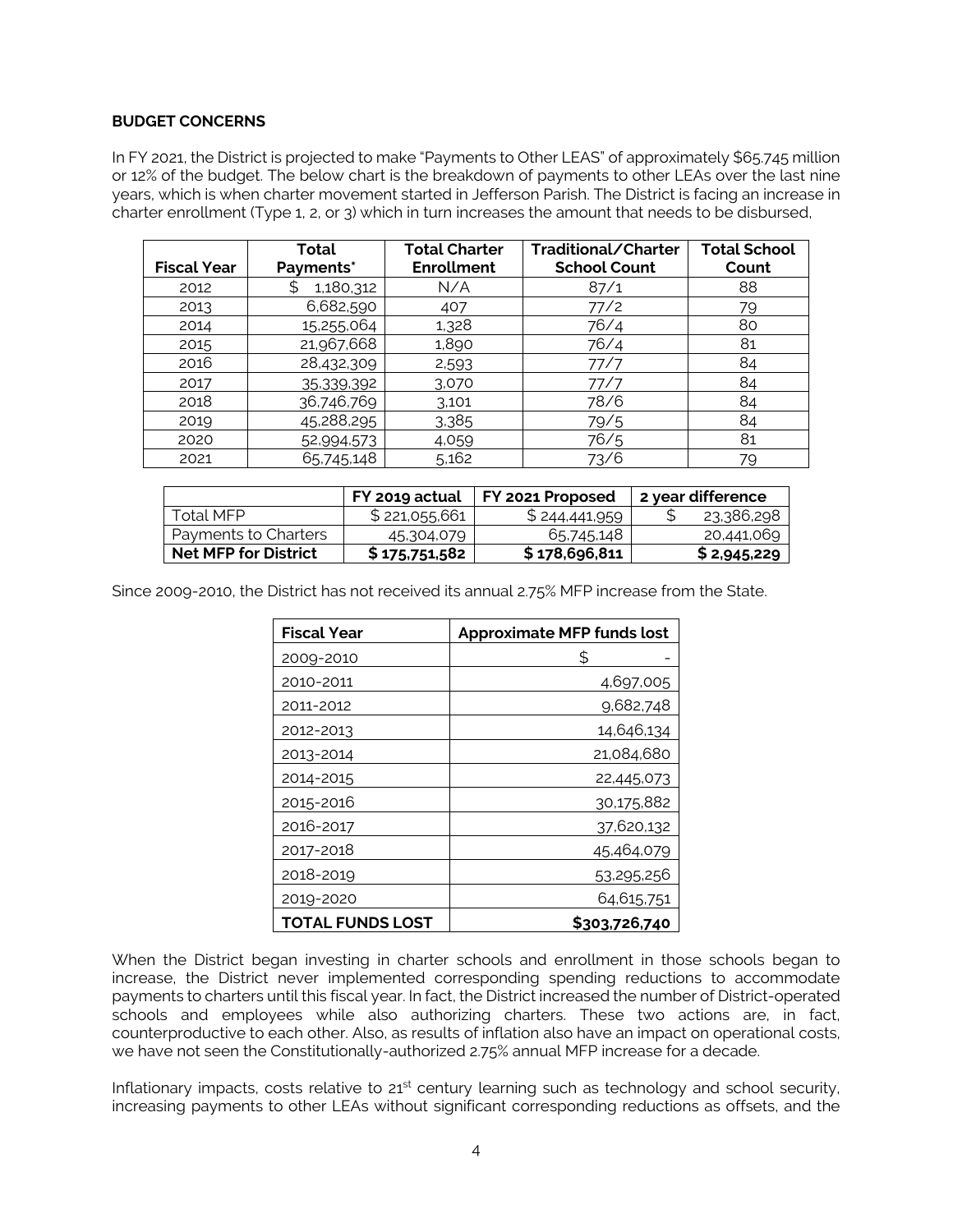**BUDGET CONCERNS**

In FY 2021, the District is projected to make "Payments to Other LEAS" of approximately $65.745 million or 12% of the budget. The below chart is the breakdown of payments to other LEAs over the last nine years, which is when charter movement started in Jefferson Parish. The District is facing an increase in charter enrollment (Type 1, 2, or 3) which in turn increases the amount that needs to be disbursed,

| Fiscal Year | Total Payments* | Total Charter Enrollment | Traditional/Charter School Count | Total School Count |
|---|---|---|---|---|
| 2012 | $ 1,180,312 | N/A | 87/1 | 88 |
| 2013 | 6,682,590 | 407 | 77/2 | 79 |
| 2014 | 15,255,064 | 1,328 | 76/4 | 80 |
| 2015 | 21,967,668 | 1,890 | 76/4 | 81 |
| 2016 | 28,432,309 | 2,593 | 77/7 | 84 |
| 2017 | 35,339,392 | 3,070 | 77/7 | 84 |
| 2018 | 36,746,769 | 3,101 | 78/6 | 84 |
| 2019 | 45,288,295 | 3,385 | 79/5 | 84 |
| 2020 | 52,994,573 | 4,059 | 76/5 | 81 |
| 2021 | 65,745,148 | 5,162 | 73/6 | 79 |

| | FY 2019 actual | FY 2021 Proposed | 2 year difference |
|---|---|---|---|
| Total MFP | $ 221,055,661 | $ 244,441,959 | $ 23,386,298 |
| Payments to Charters | 45,304,079 | 65,745,148 | 20,441,069 |
| **Net MFP for District** | **$ 175,751,582** | **$ 178,696,811** | **$ 2,945,229** |

Since 2009-2010, the District has not received its annual 2.75% MFP increase from the State.

| Fiscal Year | Approximate MFP funds lost |
|---|---|
| 2009-2010 | $ - |
| 2010-2011 | 4,697,005 |
| 2011-2012 | 9,682,748 |
| 2012-2013 | 14,646,134 |
| 2013-2014 | 21,084,680 |
| 2014-2015 | 22,445,073 |
| 2015-2016 | 30,175,882 |
| 2016-2017 | 37,620,132 |
| 2017-2018 | 45,464,079 |
| 2018-2019 | 53,295,256 |
| 2019-2020 | 64,615,751 |
| **TOTAL FUNDS LOST** | **$303,726,740** |

When the District began investing in charter schools and enrollment in those schools began to increase, the District never implemented corresponding spending reductions to accommodate payments to charters until this fiscal year. In fact, the District increased the number of District-operated schools and employees while also authorizing charters. These two actions are, in fact, counterproductive to each other. Also, as results of inflation also have an impact on operational costs, we have not seen the Constitutionally-authorized 2.75% annual MFP increase for a decade.

Inflationary impacts, costs relative to 21st century learning such as technology and school security, increasing payments to other LEAs without significant corresponding reductions as offsets, and the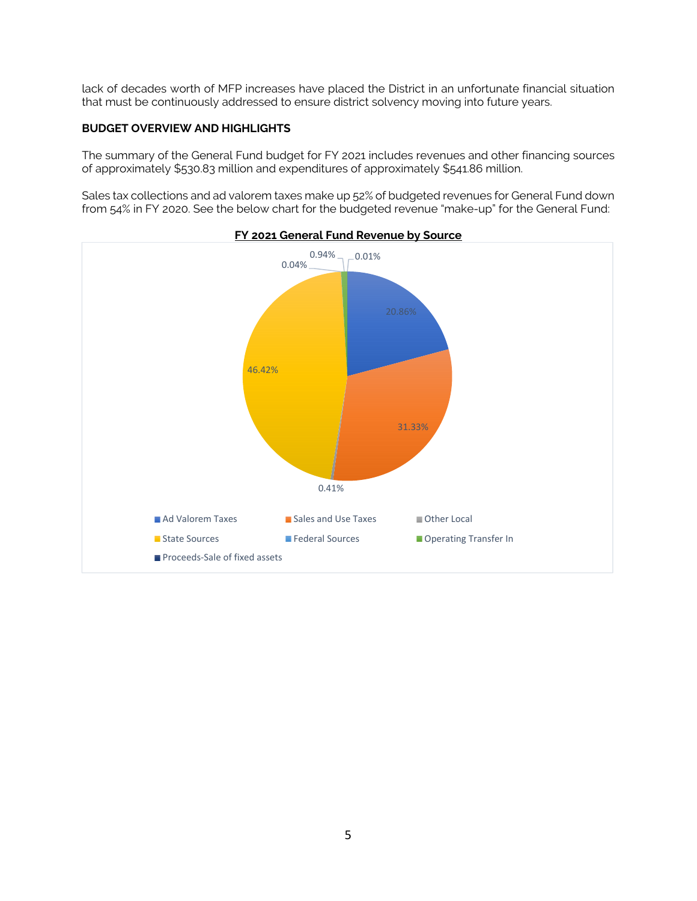lack of decades worth of MFP increases have placed the District in an unfortunate financial situation that must be continuously addressed to ensure district solvency moving into future years.

**BUDGET OVERVIEW AND HIGHLIGHTS**

The summary of the General Fund budget for FY 2021 includes revenues and other financing sources of approximately $530.83 million and expenditures of approximately $541.86 million.

Sales tax collections and ad valorem taxes make up 52% of budgeted revenues for General Fund down from 54% in FY 2020. See the below chart for the budgeted revenue "make-up" for the General Fund:

**FY 2021 General Fund Revenue by Source**

| Source | Percentage |
|---|---|
| Ad Valorem Taxes | 20.86% |
| Sales and Use Taxes | 31.33% |
| Other Local | 0.41% |
| State Sources | 46.42% |
| Federal Sources | 0.04% |
| Operating Transfer In | 0.94% |
| Proceeds-Sale of fixed assets | 0.01% |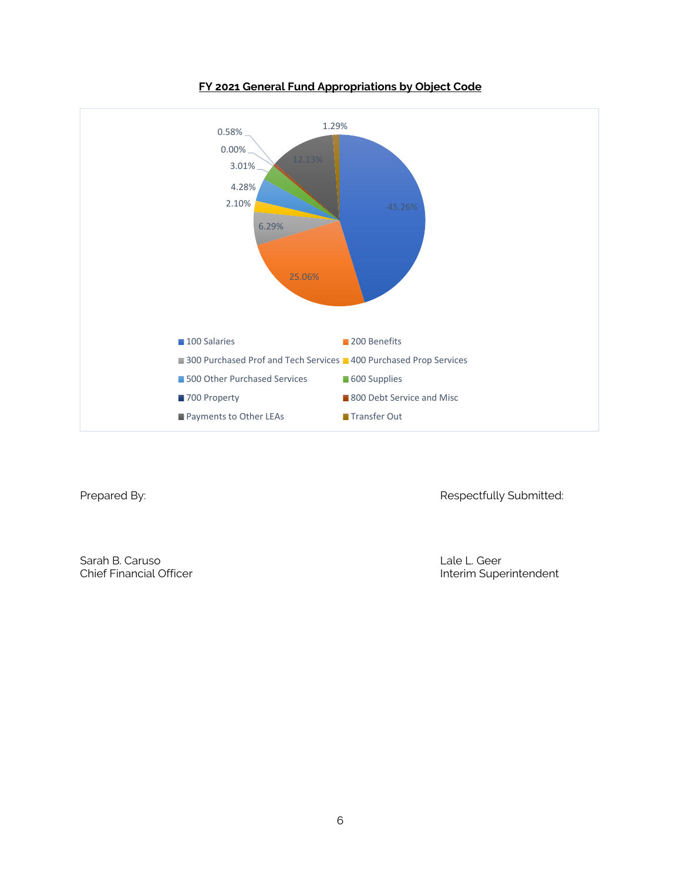**FY 2021 General Fund Appropriations by Object Code**

| Object Code | Percentage |
|---|---|
| 100 Salaries | 45.26% |
| 200 Benefits | 25.06% |
| 300 Purchased Prof and Tech Services | 6.29% |
| 400 Purchased Prop Services | 2.10% |
| 500 Other Purchased Services | 4.28% |
| 600 Supplies | 3.01% |
| 700 Property | 0.00% |
| 800 Debt Service and Misc | 0.58% |
| Payments to Other LEAs | 12.13% |
| Transfer Out | 1.29% |

Prepared By:

Sarah B. Caruso
Chief Financial Officer

Respectfully Submitted:

Lale L. Geer
Interim Superintendent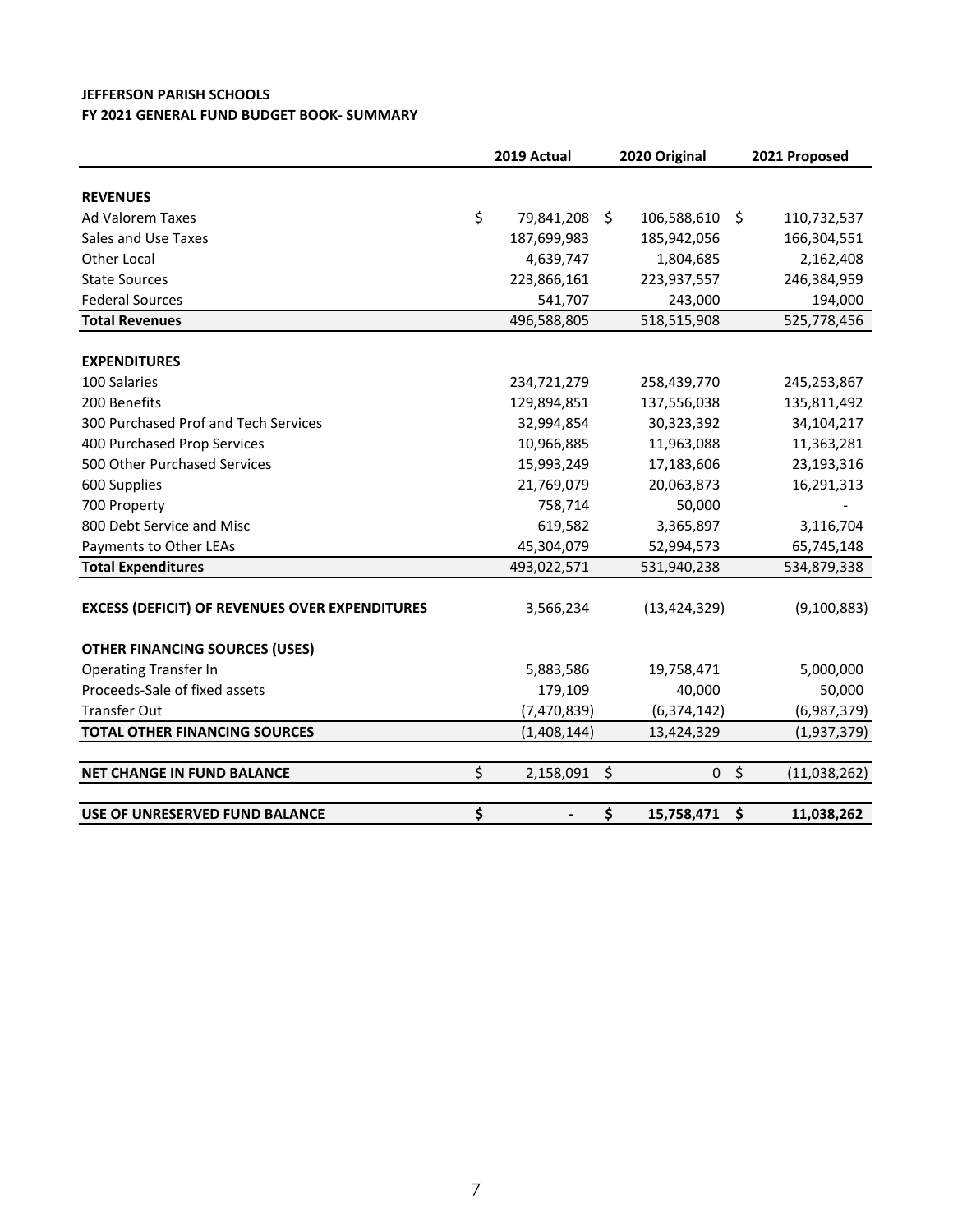**JEFFERSON PARISH SCHOOLS**
**FY 2021 GENERAL FUND BUDGET BOOK- SUMMARY**

| | 2019 Actual | 2020 Original | 2021 Proposed |
|---|---|---|---|
| **REVENUES** | | | |
| Ad Valorem Taxes | $ 79,841,208 | $ 106,588,610 | $ 110,732,537 |
| Sales and Use Taxes | 187,699,983 | 185,942,056 | 166,304,551 |
| Other Local | 4,639,747 | 1,804,685 | 2,162,408 |
| State Sources | 223,866,161 | 223,937,557 | 246,384,959 |
| Federal Sources | 541,707 | 243,000 | 194,000 |
| **Total Revenues** | 496,588,805 | 518,515,908 | 525,778,456 |
| **EXPENDITURES** | | | |
| 100 Salaries | 234,721,279 | 258,439,770 | 245,253,867 |
| 200 Benefits | 129,894,851 | 137,556,038 | 135,811,492 |
| 300 Purchased Prof and Tech Services | 32,994,854 | 30,323,392 | 34,104,217 |
| 400 Purchased Prop Services | 10,966,885 | 11,963,088 | 11,363,281 |
| 500 Other Purchased Services | 15,993,249 | 17,183,606 | 23,193,316 |
| 600 Supplies | 21,769,079 | 20,063,873 | 16,291,313 |
| 700 Property | 758,714 | 50,000 | - |
| 800 Debt Service and Misc | 619,582 | 3,365,897 | 3,116,704 |
| Payments to Other LEAs | 45,304,079 | 52,994,573 | 65,745,148 |
| **Total Expenditures** | 493,022,571 | 531,940,238 | 534,879,338 |
| **EXCESS (DEFICIT) OF REVENUES OVER EXPENDITURES** | 3,566,234 | (13,424,329) | (9,100,883) |
| **OTHER FINANCING SOURCES (USES)** | | | |
| Operating Transfer In | 5,883,586 | 19,758,471 | 5,000,000 |
| Proceeds-Sale of fixed assets | 179,109 | 40,000 | 50,000 |
| Transfer Out | (7,470,839) | (6,374,142) | (6,987,379) |
| **TOTAL OTHER FINANCING SOURCES** | (1,408,144) | 13,424,329 | (1,937,379) |
| **NET CHANGE IN FUND BALANCE** | $ 2,158,091 | $ 0 | $ (11,038,262) |
| **USE OF UNRESERVED FUND BALANCE** | **$ -** | **$ 15,758,471** | **$ 11,038,262** |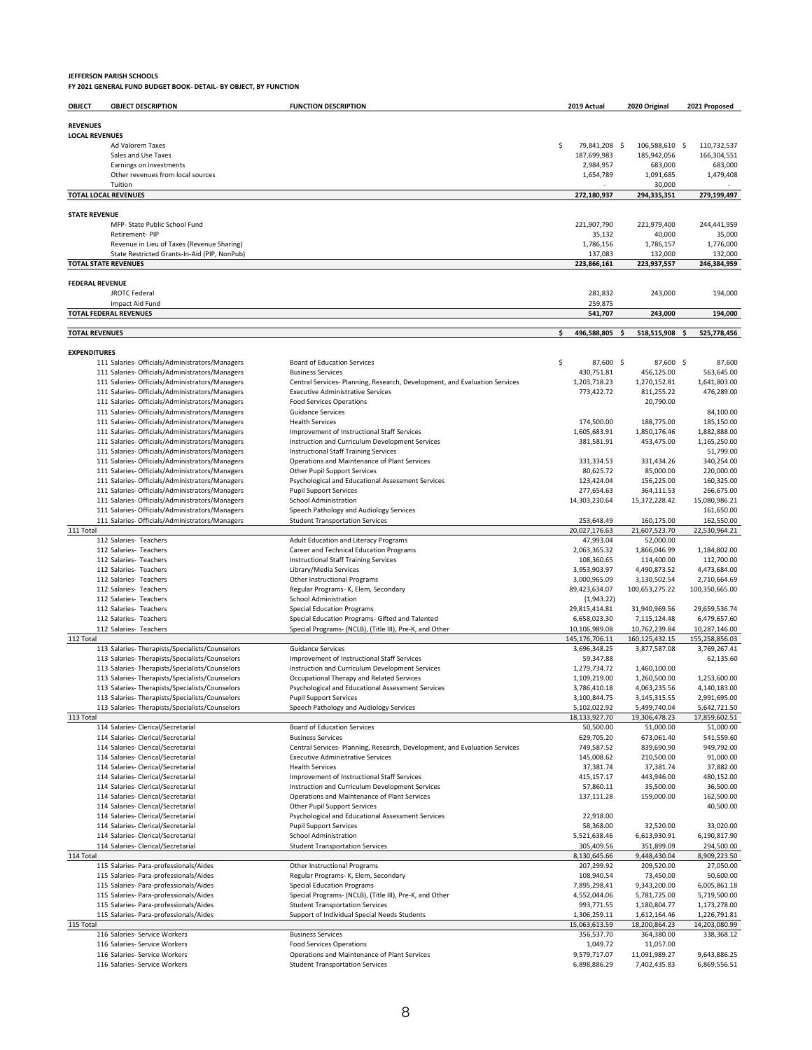**JEFFERSON PARISH SCHOOLS**
**FY 2021 GENERAL FUND BUDGET BOOK- DETAIL- BY OBJECT, BY FUNCTION**

| OBJECT | OBJECT DESCRIPTION | FUNCTION DESCRIPTION | 2019 Actual | 2020 Original | 2021 Proposed |
|---|---|---|---|---|---|
| **REVENUES** | | | | | |
| **LOCAL REVENUES** | | | | | |
| | Ad Valorem Taxes | | $ 79,841,208 | $ 106,588,610 | $ 110,732,537 |
| | Sales and Use Taxes | | 187,699,983 | 185,942,056 | 166,304,551 |
| | Earnings on investments | | 2,984,957 | 683,000 | 683,000 |
| | Other revenues from local sources | | 1,654,789 | 1,091,685 | 1,479,408 |
| | Tuition | | - | 30,000 | - |
| **TOTAL LOCAL REVENUES** | | | **272,180,937** | **294,335,351** | **279,199,497** |
| **STATE REVENUE** | | | | | |
| | MFP- State Public School Fund | | 221,907,790 | 221,979,400 | 244,441,959 |
| | Retirement- PIP | | 35,132 | 40,000 | 35,000 |
| | Revenue in Lieu of Taxes (Revenue Sharing) | | 1,786,156 | 1,786,157 | 1,776,000 |
| | State Restricted Grants-In-Aid (PIP, NonPub) | | 137,083 | 132,000 | 132,000 |
| **TOTAL STATE REVENUES** | | | **223,866,161** | **223,937,557** | **246,384,959** |
| **FEDERAL REVENUE** | | | | | |
| | JROTC Federal | | 281,832 | 243,000 | 194,000 |
| | Impact Aid Fund | | 259,875 | | |
| **TOTAL FEDERAL REVENUES** | | | **541,707** | **243,000** | **194,000** |
| **TOTAL REVENUES** | | | **$ 496,588,805** | **$ 518,515,908** | **$ 525,778,456** |
| **EXPENDITURES** | | | | | |
| | 111 Salaries- Officials/Administrators/Managers | Board of Education Services | $ 87,600 | $ 87,600 | $ 87,600 |
| | 111 Salaries- Officials/Administrators/Managers | Business Services | 430,751.81 | 456,125.00 | 563,645.00 |
| | 111 Salaries- Officials/Administrators/Managers | Central Services- Planning, Research, Development, and Evaluation Services | 1,203,718.23 | 1,270,152.81 | 1,641,803.00 |
| | 111 Salaries- Officials/Administrators/Managers | Executive Administrative Services | 773,422.72 | 811,255.22 | 476,289.00 |
| | 111 Salaries- Officials/Administrators/Managers | Food Services Operations | | 20,790.00 | |
| | 111 Salaries- Officials/Administrators/Managers | Guidance Services | | | 84,100.00 |
| | 111 Salaries- Officials/Administrators/Managers | Health Services | 174,500.00 | 188,775.00 | 185,150.00 |
| | 111 Salaries- Officials/Administrators/Managers | Improvement of Instructional Staff Services | 1,605,683.91 | 1,850,176.46 | 1,882,888.00 |
| | 111 Salaries- Officials/Administrators/Managers | Instruction and Curriculum Development Services | 381,581.91 | 453,475.00 | 1,165,250.00 |
| | 111 Salaries- Officials/Administrators/Managers | Instructional Staff Training Services | | | 51,799.00 |
| | 111 Salaries- Officials/Administrators/Managers | Operations and Maintenance of Plant Services | 331,334.53 | 331,434.26 | 340,254.00 |
| | 111 Salaries- Officials/Administrators/Managers | Other Pupil Support Services | 80,625.72 | 85,000.00 | 220,000.00 |
| | 111 Salaries- Officials/Administrators/Managers | Psychological and Educational Assessment Services | 123,424.04 | 156,225.00 | 160,325.00 |
| | 111 Salaries- Officials/Administrators/Managers | Pupil Support Services | 277,654.63 | 364,111.53 | 266,675.00 |
| | 111 Salaries- Officials/Administrators/Managers | School Administration | 14,303,230.64 | 15,372,228.42 | 15,080,986.21 |
| | 111 Salaries- Officials/Administrators/Managers | Speech Pathology and Audiology Services | | | 161,650.00 |
| | 111 Salaries- Officials/Administrators/Managers | Student Transportation Services | 253,648.49 | 160,175.00 | 162,550.00 |
| 111 Total | | | 20,027,176.63 | 21,607,523.70 | 22,530,964.21 |
| | 112 Salaries- Teachers | Adult Education and Literacy Programs | 47,993.04 | 52,000.00 | |
| | 112 Salaries- Teachers | Career and Technical Education Programs | 2,063,365.32 | 1,866,046.99 | 1,184,802.00 |
| | 112 Salaries- Teachers | Instructional Staff Training Services | 108,360.65 | 114,400.00 | 112,700.00 |
| | 112 Salaries- Teachers | Library/Media Services | 3,953,903.97 | 4,490,873.52 | 4,473,684.00 |
| | 112 Salaries- Teachers | Other Instructional Programs | 3,000,965.09 | 3,130,502.54 | 2,710,664.69 |
| | 112 Salaries- Teachers | Regular Programs- K, Elem, Secondary | 89,423,634.07 | 100,653,275.22 | 100,350,665.00 |
| | 112 Salaries- Teachers | School Administration | (1,943.22) | | |
| | 112 Salaries- Teachers | Special Education Programs | 29,815,414.81 | 31,940,969.56 | 29,659,536.74 |
| | 112 Salaries- Teachers | Special Education Programs- Gifted and Talented | 6,658,023.30 | 7,115,124.48 | 6,479,657.60 |
| | 112 Salaries- Teachers | Special Programs- (NCLB), (Title III), Pre-K, and Other | 10,106,989.08 | 10,762,239.84 | 10,287,146.00 |
| 112 Total | | | 145,176,706.11 | 160,125,432.15 | 155,258,856.03 |
| | 113 Salaries- Therapists/Specialists/Counselors | Guidance Services | 3,696,348.25 | 3,877,587.08 | 3,769,267.41 |
| | 113 Salaries- Therapists/Specialists/Counselors | Improvement of Instructional Staff Services | 59,347.88 | | 62,135.60 |
| | 113 Salaries- Therapists/Specialists/Counselors | Instruction and Curriculum Development Services | 1,279,734.72 | 1,460,100.00 | |
| | 113 Salaries- Therapists/Specialists/Counselors | Occupational Therapy and Related Services | 1,109,219.00 | 1,260,500.00 | 1,253,600.00 |
| | 113 Salaries- Therapists/Specialists/Counselors | Psychological and Educational Assessment Services | 3,786,410.18 | 4,063,235.56 | 4,140,183.00 |
| | 113 Salaries- Therapists/Specialists/Counselors | Pupil Support Services | 3,100,844.75 | 3,145,315.55 | 2,991,695.00 |
| | 113 Salaries- Therapists/Specialists/Counselors | Speech Pathology and Audiology Services | 5,102,022.92 | 5,499,740.04 | 5,642,721.50 |
| 113 Total | | | 18,133,927.70 | 19,306,478.23 | 17,859,602.51 |
| | 114 Salaries- Clerical/Secretarial | Board of Education Services | 50,500.00 | 51,000.00 | 51,000.00 |
| | 114 Salaries- Clerical/Secretarial | Business Services | 629,705.20 | 673,061.40 | 541,559.60 |
| | 114 Salaries- Clerical/Secretarial | Central Services- Planning, Research, Development, and Evaluation Services | 749,587.52 | 839,690.90 | 949,792.00 |
| | 114 Salaries- Clerical/Secretarial | Executive Administrative Services | 145,008.62 | 210,500.00 | 91,000.00 |
| | 114 Salaries- Clerical/Secretarial | Health Services | 37,381.74 | 37,381.74 | 37,882.00 |
| | 114 Salaries- Clerical/Secretarial | Improvement of Instructional Staff Services | 415,157.17 | 443,946.00 | 480,152.00 |
| | 114 Salaries- Clerical/Secretarial | Instruction and Curriculum Development Services | 57,860.11 | 35,500.00 | 36,500.00 |
| | 114 Salaries- Clerical/Secretarial | Operations and Maintenance of Plant Services | 137,111.28 | 159,000.00 | 162,500.00 |
| | 114 Salaries- Clerical/Secretarial | Other Pupil Support Services | | | 40,500.00 |
| | 114 Salaries- Clerical/Secretarial | Psychological and Educational Assessment Services | 22,918.00 | | |
| | 114 Salaries- Clerical/Secretarial | Pupil Support Services | 58,368.00 | 32,520.00 | 33,020.00 |
| | 114 Salaries- Clerical/Secretarial | School Administration | 5,521,638.46 | 6,613,930.91 | 6,190,817.90 |
| | 114 Salaries- Clerical/Secretarial | Student Transportation Services | 305,409.56 | 351,899.09 | 294,500.00 |
| 114 Total | | | 8,130,645.66 | 9,448,430.04 | 8,909,223.50 |
| | 115 Salaries- Para-professionals/Aides | Other Instructional Programs | 207,299.92 | 209,520.00 | 27,050.00 |
| | 115 Salaries- Para-professionals/Aides | Regular Programs- K, Elem, Secondary | 108,940.54 | 73,450.00 | 50,600.00 |
| | 115 Salaries- Para-professionals/Aides | Special Education Programs | 7,895,298.41 | 9,343,200.00 | 6,005,861.18 |
| | 115 Salaries- Para-professionals/Aides | Special Programs- (NCLB), (Title III), Pre-K, and Other | 4,552,044.06 | 5,781,725.00 | 5,719,500.00 |
| | 115 Salaries- Para-professionals/Aides | Student Transportation Services | 993,771.55 | 1,180,804.77 | 1,173,278.00 |
| | 115 Salaries- Para-professionals/Aides | Support of Individual Special Needs Students | 1,306,259.11 | 1,612,164.46 | 1,226,791.81 |
| 115 Total | | | 15,063,613.59 | 18,200,864.23 | 14,203,080.99 |
| | 116 Salaries- Service Workers | Business Services | 356,537.70 | 364,380.00 | 338,368.12 |
| | 116 Salaries- Service Workers | Food Services Operations | 1,049.72 | 11,057.00 | |
| | 116 Salaries- Service Workers | Operations and Maintenance of Plant Services | 9,579,717.07 | 11,091,989.27 | 9,643,886.25 |
| | 116 Salaries- Service Workers | Student Transportation Services | 6,898,886.29 | 7,402,435.83 | 6,869,556.51 |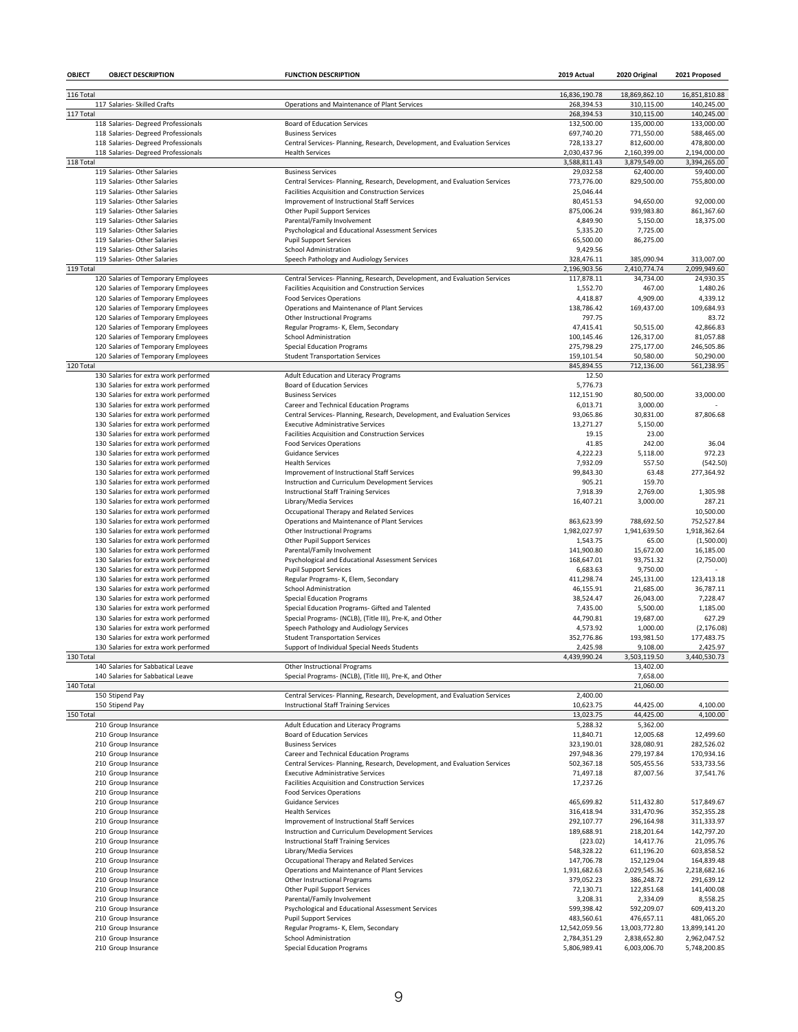| OBJECT | OBJECT DESCRIPTION | FUNCTION DESCRIPTION | 2019 Actual | 2020 Original | 2021 Proposed |
|---|---|---|---|---|---|
| 116 Total | | | 16,836,190.78 | 18,869,862.10 | 16,851,810.88 |
| | 117 Salaries- Skilled Crafts | Operations and Maintenance of Plant Services | 268,394.53 | 310,115.00 | 140,245.00 |
| 117 Total | | | 268,394.53 | 310,115.00 | 140,245.00 |
| | 118 Salaries- Degreed Professionals | Board of Education Services | 132,500.00 | 135,000.00 | 133,000.00 |
| | 118 Salaries- Degreed Professionals | Business Services | 697,740.20 | 771,550.00 | 588,465.00 |
| | 118 Salaries- Degreed Professionals | Central Services- Planning, Research, Development, and Evaluation Services | 728,133.27 | 812,600.00 | 478,800.00 |
| | 118 Salaries- Degreed Professionals | Health Services | 2,030,437.96 | 2,160,399.00 | 2,194,000.00 |
| 118 Total | | | 3,588,811.43 | 3,879,549.00 | 3,394,265.00 |
| | 119 Salaries- Other Salaries | Business Services | 29,032.58 | 62,400.00 | 59,400.00 |
| | 119 Salaries- Other Salaries | Central Services- Planning, Research, Development, and Evaluation Services | 773,776.00 | 829,500.00 | 755,800.00 |
| | 119 Salaries- Other Salaries | Facilities Acquisition and Construction Services | 25,046.44 | | |
| | 119 Salaries- Other Salaries | Improvement of Instructional Staff Services | 80,451.53 | 94,650.00 | 92,000.00 |
| | 119 Salaries- Other Salaries | Other Pupil Support Services | 875,006.24 | 939,983.80 | 861,367.60 |
| | 119 Salaries- Other Salaries | Parental/Family Involvement | 4,849.90 | 5,150.00 | 18,375.00 |
| | 119 Salaries- Other Salaries | Psychological and Educational Assessment Services | 5,335.20 | 7,725.00 | |
| | 119 Salaries- Other Salaries | Pupil Support Services | 65,500.00 | 86,275.00 | |
| | 119 Salaries- Other Salaries | School Administration | 9,429.56 | | |
| | 119 Salaries- Other Salaries | Speech Pathology and Audiology Services | 328,476.11 | 385,090.94 | 313,007.00 |
| 119 Total | | | 2,196,903.56 | 2,410,774.74 | 2,099,949.60 |
| | 120 Salaries of Temporary Employees | Central Services- Planning, Research, Development, and Evaluation Services | 117,878.11 | 34,734.00 | 24,930.35 |
| | 120 Salaries of Temporary Employees | Facilities Acquisition and Construction Services | 1,552.70 | 467.00 | 1,480.26 |
| | 120 Salaries of Temporary Employees | Food Services Operations | 4,418.87 | 4,909.00 | 4,339.12 |
| | 120 Salaries of Temporary Employees | Operations and Maintenance of Plant Services | 138,786.42 | 169,437.00 | 109,684.93 |
| | 120 Salaries of Temporary Employees | Other Instructional Programs | 797.75 | | 83.72 |
| | 120 Salaries of Temporary Employees | Regular Programs- K, Elem, Secondary | 47,415.41 | 50,515.00 | 42,866.83 |
| | 120 Salaries of Temporary Employees | School Administration | 100,145.46 | 126,317.00 | 81,057.88 |
| | 120 Salaries of Temporary Employees | Special Education Programs | 275,798.29 | 275,177.00 | 246,505.86 |
| | 120 Salaries of Temporary Employees | Student Transportation Services | 159,101.54 | 50,580.00 | 50,290.00 |
| 120 Total | | | 845,894.55 | 712,136.00 | 561,238.95 |
| | 130 Salaries for extra work performed | Adult Education and Literacy Programs | 12.50 | | |
| | 130 Salaries for extra work performed | Board of Education Services | 5,776.73 | | |
| | 130 Salaries for extra work performed | Business Services | 112,151.90 | 80,500.00 | 33,000.00 |
| | 130 Salaries for extra work performed | Career and Technical Education Programs | 6,013.71 | 3,000.00 | - |
| | 130 Salaries for extra work performed | Central Services- Planning, Research, Development, and Evaluation Services | 93,065.86 | 30,831.00 | 87,806.68 |
| | 130 Salaries for extra work performed | Executive Administrative Services | 13,271.27 | 5,150.00 | |
| | 130 Salaries for extra work performed | Facilities Acquisition and Construction Services | 19.15 | 23.00 | |
| | 130 Salaries for extra work performed | Food Services Operations | 41.85 | 242.00 | 36.04 |
| | 130 Salaries for extra work performed | Guidance Services | 4,222.23 | 5,118.00 | 972.23 |
| | 130 Salaries for extra work performed | Health Services | 7,932.09 | 557.50 | (542.50) |
| | 130 Salaries for extra work performed | Improvement of Instructional Staff Services | 99,843.30 | 63.48 | 277,364.92 |
| | 130 Salaries for extra work performed | Instruction and Curriculum Development Services | 905.21 | 159.70 | |
| | 130 Salaries for extra work performed | Instructional Staff Training Services | 7,918.39 | 2,769.00 | 1,305.98 |
| | 130 Salaries for extra work performed | Library/Media Services | 16,407.21 | 3,000.00 | 287.21 |
| | 130 Salaries for extra work performed | Occupational Therapy and Related Services | | | 10,500.00 |
| | 130 Salaries for extra work performed | Operations and Maintenance of Plant Services | 863,623.99 | 788,692.50 | 752,527.84 |
| | 130 Salaries for extra work performed | Other Instructional Programs | 1,982,027.97 | 1,941,639.50 | 1,918,362.64 |
| | 130 Salaries for extra work performed | Other Pupil Support Services | 1,543.75 | 65.00 | (1,500.00) |
| | 130 Salaries for extra work performed | Parental/Family Involvement | 141,900.80 | 15,672.00 | 16,185.00 |
| | 130 Salaries for extra work performed | Psychological and Educational Assessment Services | 168,647.01 | 93,751.32 | (2,750.00) |
| | 130 Salaries for extra work performed | Pupil Support Services | 6,683.63 | 9,750.00 | - |
| | 130 Salaries for extra work performed | Regular Programs- K, Elem, Secondary | 411,298.74 | 245,131.00 | 123,413.18 |
| | 130 Salaries for extra work performed | School Administration | 46,155.91 | 21,685.00 | 36,787.11 |
| | 130 Salaries for extra work performed | Special Education Programs | 38,524.47 | 26,043.00 | 7,228.47 |
| | 130 Salaries for extra work performed | Special Education Programs- Gifted and Talented | 7,435.00 | 5,500.00 | 1,185.00 |
| | 130 Salaries for extra work performed | Special Programs- (NCLB), (Title III), Pre-K, and Other | 44,790.81 | 19,687.00 | 627.29 |
| | 130 Salaries for extra work performed | Speech Pathology and Audiology Services | 4,573.92 | 1,000.00 | (2,176.08) |
| | 130 Salaries for extra work performed | Student Transportation Services | 352,776.86 | 193,981.50 | 177,483.75 |
| | 130 Salaries for extra work performed | Support of Individual Special Needs Students | 2,425.98 | 9,108.00 | 2,425.97 |
| 130 Total | | | 4,439,990.24 | 3,503,119.50 | 3,440,530.73 |
| | 140 Salaries for Sabbatical Leave | Other Instructional Programs | | 13,402.00 | |
| | 140 Salaries for Sabbatical Leave | Special Programs- (NCLB), (Title III), Pre-K, and Other | | 7,658.00 | |
| 140 Total | | | | 21,060.00 | |
| | 150 Stipend Pay | Central Services- Planning, Research, Development, and Evaluation Services | 2,400.00 | | |
| | 150 Stipend Pay | Instructional Staff Training Services | 10,623.75 | 44,425.00 | 4,100.00 |
| 150 Total | | | 13,023.75 | 44,425.00 | 4,100.00 |
| | 210 Group Insurance | Adult Education and Literacy Programs | 5,288.32 | 5,362.00 | |
| | 210 Group Insurance | Board of Education Services | 11,840.71 | 12,005.68 | 12,499.60 |
| | 210 Group Insurance | Business Services | 323,190.01 | 328,080.91 | 282,526.02 |
| | 210 Group Insurance | Career and Technical Education Programs | 297,948.36 | 279,197.84 | 170,934.16 |
| | 210 Group Insurance | Central Services- Planning, Research, Development, and Evaluation Services | 502,367.18 | 505,455.56 | 533,733.56 |
| | 210 Group Insurance | Executive Administrative Services | 71,497.18 | 87,007.56 | 37,541.76 |
| | 210 Group Insurance | Facilities Acquisition and Construction Services | 17,237.26 | | |
| | 210 Group Insurance | Food Services Operations | | | |
| | 210 Group Insurance | Guidance Services | 465,699.82 | 511,432.80 | 517,849.67 |
| | 210 Group Insurance | Health Services | 316,418.94 | 331,470.96 | 352,355.28 |
| | 210 Group Insurance | Improvement of Instructional Staff Services | 292,107.77 | 296,164.98 | 311,333.97 |
| | 210 Group Insurance | Instruction and Curriculum Development Services | 189,688.91 | 218,201.64 | 142,797.20 |
| | 210 Group Insurance | Instructional Staff Training Services | (223.02) | 14,417.76 | 21,095.76 |
| | 210 Group Insurance | Library/Media Services | 548,328.22 | 611,196.20 | 603,858.52 |
| | 210 Group Insurance | Occupational Therapy and Related Services | 147,706.78 | 152,129.04 | 164,839.48 |
| | 210 Group Insurance | Operations and Maintenance of Plant Services | 1,931,682.63 | 2,029,545.36 | 2,218,682.16 |
| | 210 Group Insurance | Other Instructional Programs | 379,052.23 | 386,248.72 | 291,639.12 |
| | 210 Group Insurance | Other Pupil Support Services | 72,130.71 | 122,851.68 | 141,400.08 |
| | 210 Group Insurance | Parental/Family Involvement | 3,208.31 | 2,334.09 | 8,558.25 |
| | 210 Group Insurance | Psychological and Educational Assessment Services | 599,398.42 | 592,209.07 | 609,413.20 |
| | 210 Group Insurance | Pupil Support Services | 483,560.61 | 476,657.11 | 481,065.20 |
| | 210 Group Insurance | Regular Programs- K, Elem, Secondary | 12,542,059.56 | 13,003,772.80 | 13,899,141.20 |
| | 210 Group Insurance | School Administration | 2,784,351.29 | 2,838,652.80 | 2,962,047.52 |
| | 210 Group Insurance | Special Education Programs | 5,806,989.41 | 6,003,006.70 | 5,748,200.85 |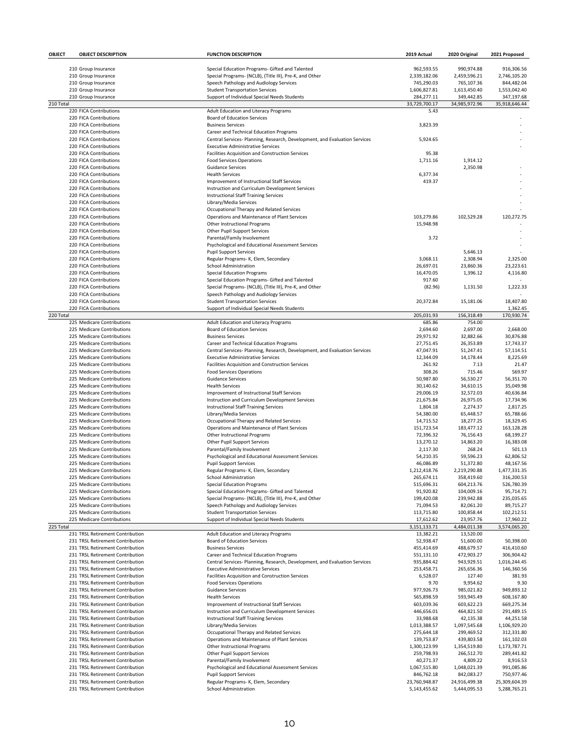| OBJECT | OBJECT DESCRIPTION | FUNCTION DESCRIPTION | 2019 Actual | 2020 Original | 2021 Proposed |
|---|---|---|---|---|---|
| | 210 Group Insurance | Special Education Programs- Gifted and Talented | 962,593.55 | 990,974.88 | 916,306.56 |
| | 210 Group Insurance | Special Programs- (NCLB), (Title III), Pre-K, and Other | 2,339,182.06 | 2,459,596.21 | 2,746,105.20 |
| | 210 Group Insurance | Speech Pathology and Audiology Services | 745,290.03 | 765,107.36 | 844,482.04 |
| | 210 Group Insurance | Student Transportation Services | 1,606,827.81 | 1,613,450.40 | 1,553,042.40 |
| | 210 Group Insurance | Support of Individual Special Needs Students | 284,277.11 | 349,442.85 | 347,197.68 |
| 210 Total | | | 33,729,700.17 | 34,985,972.96 | 35,918,646.44 |
| | 220 FICA Contributions | Adult Education and Literacy Programs | 5.43 | | |
| | 220 FICA Contributions | Board of Education Services | | | - |
| | 220 FICA Contributions | Business Services | 3,823.39 | | - |
| | 220 FICA Contributions | Career and Technical Education Programs | | | - |
| | 220 FICA Contributions | Central Services- Planning, Research, Development, and Evaluation Services | 5,924.65 | | - |
| | 220 FICA Contributions | Executive Administrative Services | | | - |
| | 220 FICA Contributions | Facilities Acquisition and Construction Services | 95.38 | | |
| | 220 FICA Contributions | Food Services Operations | 1,711.16 | 1,914.12 | |
| | 220 FICA Contributions | Guidance Services | | 2,350.98 | - |
| | 220 FICA Contributions | Health Services | 6,377.34 | | - |
| | 220 FICA Contributions | Improvement of Instructional Staff Services | 419.37 | | - |
| | 220 FICA Contributions | Instruction and Curriculum Development Services | | | - |
| | 220 FICA Contributions | Instructional Staff Training Services | | | - |
| | 220 FICA Contributions | Library/Media Services | | | - |
| | 220 FICA Contributions | Occupational Therapy and Related Services | | | - |
| | 220 FICA Contributions | Operations and Maintenance of Plant Services | 103,279.86 | 102,529.28 | 120,272.75 |
| | 220 FICA Contributions | Other Instructional Programs | 15,948.98 | | - |
| | 220 FICA Contributions | Other Pupil Support Services | | | - |
| | 220 FICA Contributions | Parental/Family Involvement | 3.72 | | - |
| | 220 FICA Contributions | Psychological and Educational Assessment Services | | | - |
| | 220 FICA Contributions | Pupil Support Services | | 5,646.13 | - |
| | 220 FICA Contributions | Regular Programs- K, Elem, Secondary | 3,068.11 | 2,308.94 | 2,325.00 |
| | 220 FICA Contributions | School Administration | 26,697.01 | 23,860.36 | 23,223.61 |
| | 220 FICA Contributions | Special Education Programs | 16,470.05 | 1,396.12 | 4,116.80 |
| | 220 FICA Contributions | Special Education Programs- Gifted and Talented | 917.60 | | - |
| | 220 FICA Contributions | Special Programs- (NCLB), (Title III), Pre-K, and Other | (82.96) | 1,131.50 | 1,222.33 |
| | 220 FICA Contributions | Speech Pathology and Audiology Services | | | - |
| | 220 FICA Contributions | Student Transportation Services | 20,372.84 | 15,181.06 | 18,407.80 |
| | 220 FICA Contributions | Support of Individual Special Needs Students | | | 1,362.45 |
| 220 Total | | | 205,031.93 | 156,318.49 | 170,930.74 |
| | 225 Medicare Contributions | Adult Education and Literacy Programs | 685.86 | 754.00 | |
| | 225 Medicare Contributions | Board of Education Services | 2,694.60 | 2,697.00 | 2,668.00 |
| | 225 Medicare Contributions | Business Services | 29,971.92 | 32,882.66 | 30,876.88 |
| | 225 Medicare Contributions | Career and Technical Education Programs | 27,751.45 | 26,353.89 | 17,743.37 |
| | 225 Medicare Contributions | Central Services- Planning, Research, Development, and Evaluation Services | 47,047.91 | 51,247.41 | 57,114.51 |
| | 225 Medicare Contributions | Executive Administrative Services | 12,344.09 | 14,178.44 | 8,225.69 |
| | 225 Medicare Contributions | Facilities Acquisition and Construction Services | 261.92 | 7.13 | 21.47 |
| | 225 Medicare Contributions | Food Services Operations | 308.26 | 715.46 | 569.97 |
| | 225 Medicare Contributions | Guidance Services | 50,987.80 | 56,530.27 | 56,351.70 |
| | 225 Medicare Contributions | Health Services | 30,140.62 | 34,610.15 | 35,049.98 |
| | 225 Medicare Contributions | Improvement of Instructional Staff Services | 29,006.19 | 32,572.03 | 40,636.84 |
| | 225 Medicare Contributions | Instruction and Curriculum Development Services | 21,675.84 | 26,975.05 | 17,734.96 |
| | 225 Medicare Contributions | Instructional Staff Training Services | 1,804.18 | 2,274.37 | 2,817.25 |
| | 225 Medicare Contributions | Library/Media Services | 54,380.00 | 65,448.57 | 65,788.66 |
| | 225 Medicare Contributions | Occupational Therapy and Related Services | 14,715.52 | 18,277.25 | 18,329.45 |
| | 225 Medicare Contributions | Operations and Maintenance of Plant Services | 151,723.54 | 183,477.12 | 163,128.28 |
| | 225 Medicare Contributions | Other Instructional Programs | 72,396.32 | 76,156.43 | 68,199.27 |
| | 225 Medicare Contributions | Other Pupil Support Services | 13,270.12 | 14,863.20 | 16,383.08 |
| | 225 Medicare Contributions | Parental/Family Involvement | 2,117.30 | 268.24 | 501.13 |
| | 225 Medicare Contributions | Psychological and Educational Assessment Services | 54,210.35 | 59,596.23 | 62,806.52 |
| | 225 Medicare Contributions | Pupil Support Services | 46,086.89 | 51,372.80 | 48,167.56 |
| | 225 Medicare Contributions | Regular Programs- K, Elem, Secondary | 1,212,418.76 | 2,219,290.88 | 1,477,331.35 |
| | 225 Medicare Contributions | School Administration | 265,674.11 | 358,419.60 | 316,200.53 |
| | 225 Medicare Contributions | Special Education Programs | 515,696.31 | 604,213.76 | 526,780.39 |
| | 225 Medicare Contributions | Special Education Programs- Gifted and Talented | 91,920.82 | 104,009.16 | 95,714.71 |
| | 225 Medicare Contributions | Special Programs- (NCLB), (Title III), Pre-K, and Other | 199,420.08 | 239,942.88 | 235,035.65 |
| | 225 Medicare Contributions | Speech Pathology and Audiology Services | 71,094.53 | 82,061.20 | 89,715.27 |
| | 225 Medicare Contributions | Student Transportation Services | 113,715.80 | 100,858.44 | 102,212.51 |
| | 225 Medicare Contributions | Support of Individual Special Needs Students | 17,612.62 | 23,957.76 | 17,960.22 |
| 225 Total | | | 3,151,133.71 | 4,484,011.38 | 3,574,065.20 |
| | 231 TRSL Retirement Contribution | Adult Education and Literacy Programs | 13,382.21 | 13,520.00 | |
| | 231 TRSL Retirement Contribution | Board of Education Services | 52,938.47 | 51,600.00 | 50,398.00 |
| | 231 TRSL Retirement Contribution | Business Services | 455,414.69 | 488,679.57 | 416,410.60 |
| | 231 TRSL Retirement Contribution | Career and Technical Education Programs | 551,131.10 | 472,903.27 | 306,904.42 |
| | 231 TRSL Retirement Contribution | Central Services- Planning, Research, Development, and Evaluation Services | 935,884.42 | 943,929.51 | 1,016,244.45 |
| | 231 TRSL Retirement Contribution | Executive Administrative Services | 253,458.71 | 265,656.36 | 146,360.56 |
| | 231 TRSL Retirement Contribution | Facilities Acquisition and Construction Services | 6,528.07 | 127.40 | 381.93 |
| | 231 TRSL Retirement Contribution | Food Services Operations | 9.70 | 9,954.62 | 9.30 |
| | 231 TRSL Retirement Contribution | Guidance Services | 977,926.73 | 985,021.82 | 949,893.12 |
| | 231 TRSL Retirement Contribution | Health Services | 565,898.59 | 593,945.49 | 608,167.80 |
| | 231 TRSL Retirement Contribution | Improvement of Instructional Staff Services | 603,039.36 | 603,622.23 | 669,275.34 |
| | 231 TRSL Retirement Contribution | Instruction and Curriculum Development Services | 446,656.01 | 464,821.50 | 291,489.15 |
| | 231 TRSL Retirement Contribution | Instructional Staff Training Services | 33,988.68 | 42,135.38 | 44,251.58 |
| | 231 TRSL Retirement Contribution | Library/Media Services | 1,013,388.57 | 1,097,545.68 | 1,106,929.20 |
| | 231 TRSL Retirement Contribution | Occupational Therapy and Related Services | 275,644.18 | 299,469.52 | 312,331.80 |
| | 231 TRSL Retirement Contribution | Operations and Maintenance of Plant Services | 139,753.87 | 439,803.58 | 161,102.03 |
| | 231 TRSL Retirement Contribution | Other Instructional Programs | 1,300,123.99 | 1,354,519.80 | 1,173,787.71 |
| | 231 TRSL Retirement Contribution | Other Pupil Support Services | 259,798.93 | 266,512.70 | 289,441.82 |
| | 231 TRSL Retirement Contribution | Parental/Family Involvement | 40,271.37 | 4,809.22 | 8,916.53 |
| | 231 TRSL Retirement Contribution | Psychological and Educational Assessment Services | 1,067,515.80 | 1,048,021.39 | 991,085.86 |
| | 231 TRSL Retirement Contribution | Pupil Support Services | 846,762.18 | 842,083.27 | 750,977.46 |
| | 231 TRSL Retirement Contribution | Regular Programs- K, Elem, Secondary | 23,760,948.87 | 24,916,499.38 | 25,309,604.39 |
| | 231 TRSL Retirement Contribution | School Administration | 5,143,455.62 | 5,444,095.53 | 5,288,765.21 |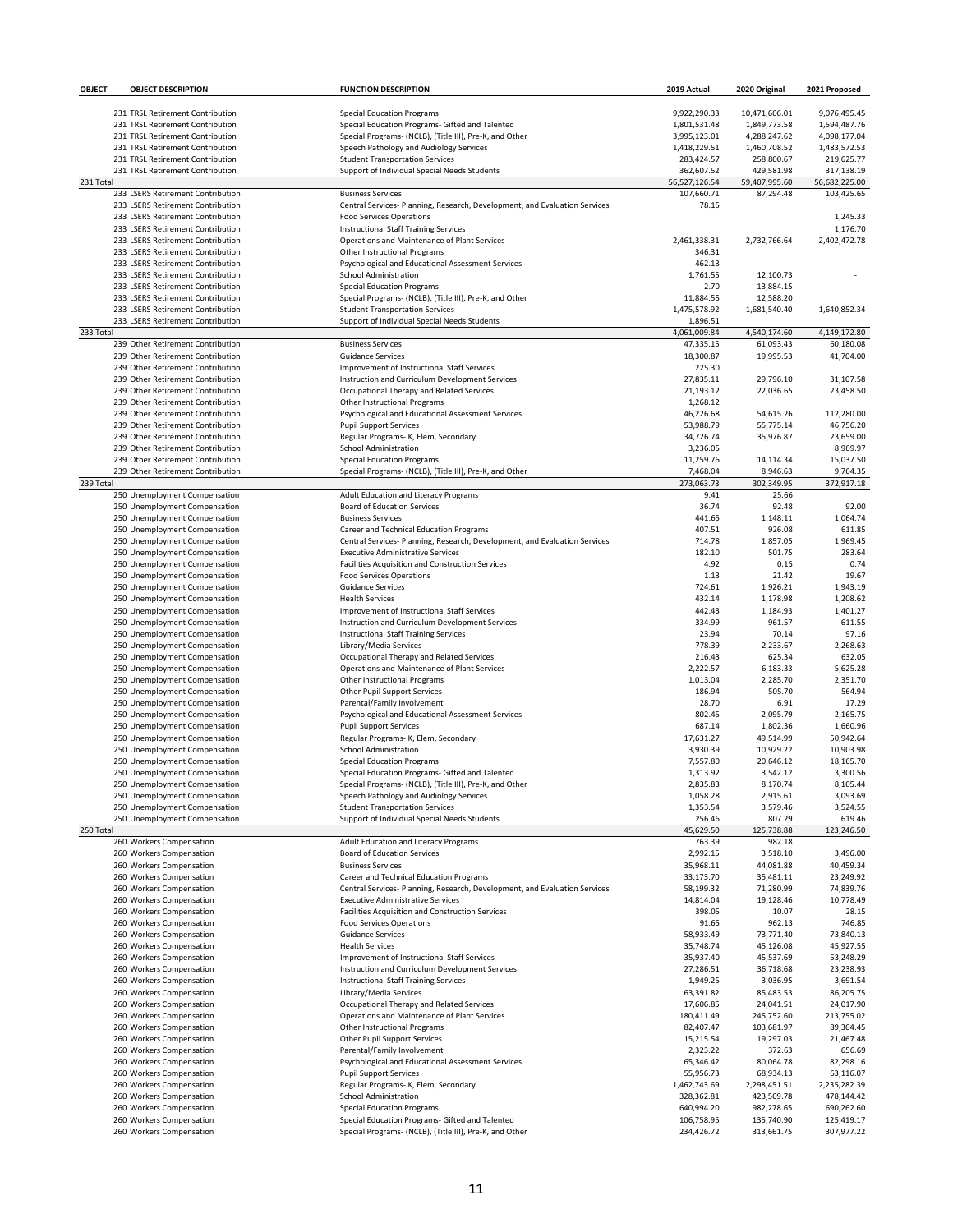| OBJECT | OBJECT DESCRIPTION | FUNCTION DESCRIPTION | 2019 Actual | 2020 Original | 2021 Proposed |
|---|---|---|---|---|---|
| | 231 TRSL Retirement Contribution | Special Education Programs | 9,922,290.33 | 10,471,606.01 | 9,076,495.45 |
| | 231 TRSL Retirement Contribution | Special Education Programs- Gifted and Talented | 1,801,531.48 | 1,849,773.58 | 1,594,487.76 |
| | 231 TRSL Retirement Contribution | Special Programs- (NCLB), (Title III), Pre-K, and Other | 3,995,123.01 | 4,288,247.62 | 4,098,177.04 |
| | 231 TRSL Retirement Contribution | Speech Pathology and Audiology Services | 1,418,229.51 | 1,460,708.52 | 1,483,572.53 |
| | 231 TRSL Retirement Contribution | Student Transportation Services | 283,424.57 | 258,800.67 | 219,625.77 |
| | 231 TRSL Retirement Contribution | Support of Individual Special Needs Students | 362,607.52 | 429,581.98 | 317,138.19 |
| 231 Total | | | 56,527,126.54 | 59,407,995.60 | 56,682,225.00 |
| | 233 LSERS Retirement Contribution | Business Services | 107,660.71 | 87,294.48 | 103,425.65 |
| | 233 LSERS Retirement Contribution | Central Services- Planning, Research, Development, and Evaluation Services | 78.15 | | |
| | 233 LSERS Retirement Contribution | Food Services Operations | | | 1,245.33 |
| | 233 LSERS Retirement Contribution | Instructional Staff Training Services | | | 1,176.70 |
| | 233 LSERS Retirement Contribution | Operations and Maintenance of Plant Services | 2,461,338.31 | 2,732,766.64 | 2,402,472.78 |
| | 233 LSERS Retirement Contribution | Other Instructional Programs | 346.31 | | |
| | 233 LSERS Retirement Contribution | Psychological and Educational Assessment Services | 462.13 | | |
| | 233 LSERS Retirement Contribution | School Administration | 1,761.55 | 12,100.73 | - |
| | 233 LSERS Retirement Contribution | Special Education Programs | 2.70 | 13,884.15 | |
| | 233 LSERS Retirement Contribution | Special Programs- (NCLB), (Title III), Pre-K, and Other | 11,884.55 | 12,588.20 | |
| | 233 LSERS Retirement Contribution | Student Transportation Services | 1,475,578.92 | 1,681,540.40 | 1,640,852.34 |
| | 233 LSERS Retirement Contribution | Support of Individual Special Needs Students | 1,896.51 | | |
| 233 Total | | | 4,061,009.84 | 4,540,174.60 | 4,149,172.80 |
| | 239 Other Retirement Contribution | Business Services | 47,335.15 | 61,093.43 | 60,180.08 |
| | 239 Other Retirement Contribution | Guidance Services | 18,300.87 | 19,995.53 | 41,704.00 |
| | 239 Other Retirement Contribution | Improvement of Instructional Staff Services | 225.30 | | |
| | 239 Other Retirement Contribution | Instruction and Curriculum Development Services | 27,835.11 | 29,796.10 | 31,107.58 |
| | 239 Other Retirement Contribution | Occupational Therapy and Related Services | 21,193.12 | 22,036.65 | 23,458.50 |
| | 239 Other Retirement Contribution | Other Instructional Programs | 1,268.12 | | |
| | 239 Other Retirement Contribution | Psychological and Educational Assessment Services | 46,226.68 | 54,615.26 | 112,280.00 |
| | 239 Other Retirement Contribution | Pupil Support Services | 53,988.79 | 55,775.14 | 46,756.20 |
| | 239 Other Retirement Contribution | Regular Programs- K, Elem, Secondary | 34,726.74 | 35,976.87 | 23,659.00 |
| | 239 Other Retirement Contribution | School Administration | 3,236.05 | | 8,969.97 |
| | 239 Other Retirement Contribution | Special Education Programs | 11,259.76 | 14,114.34 | 15,037.50 |
| | 239 Other Retirement Contribution | Special Programs- (NCLB), (Title III), Pre-K, and Other | 7,468.04 | 8,946.63 | 9,764.35 |
| 239 Total | | | 273,063.73 | 302,349.95 | 372,917.18 |
| | 250 Unemployment Compensation | Adult Education and Literacy Programs | 9.41 | 25.66 | |
| | 250 Unemployment Compensation | Board of Education Services | 36.74 | 92.48 | 92.00 |
| | 250 Unemployment Compensation | Business Services | 441.65 | 1,148.11 | 1,064.74 |
| | 250 Unemployment Compensation | Career and Technical Education Programs | 407.51 | 926.08 | 611.85 |
| | 250 Unemployment Compensation | Central Services- Planning, Research, Development, and Evaluation Services | 714.78 | 1,857.05 | 1,969.45 |
| | 250 Unemployment Compensation | Executive Administrative Services | 182.10 | 501.75 | 283.64 |
| | 250 Unemployment Compensation | Facilities Acquisition and Construction Services | 4.92 | 0.15 | 0.74 |
| | 250 Unemployment Compensation | Food Services Operations | 1.13 | 21.42 | 19.67 |
| | 250 Unemployment Compensation | Guidance Services | 724.61 | 1,926.21 | 1,943.19 |
| | 250 Unemployment Compensation | Health Services | 432.14 | 1,178.98 | 1,208.62 |
| | 250 Unemployment Compensation | Improvement of Instructional Staff Services | 442.43 | 1,184.93 | 1,401.27 |
| | 250 Unemployment Compensation | Instruction and Curriculum Development Services | 334.99 | 961.57 | 611.55 |
| | 250 Unemployment Compensation | Instructional Staff Training Services | 23.94 | 70.14 | 97.16 |
| | 250 Unemployment Compensation | Library/Media Services | 778.39 | 2,233.67 | 2,268.63 |
| | 250 Unemployment Compensation | Occupational Therapy and Related Services | 216.43 | 625.34 | 632.05 |
| | 250 Unemployment Compensation | Operations and Maintenance of Plant Services | 2,222.57 | 6,183.33 | 5,625.28 |
| | 250 Unemployment Compensation | Other Instructional Programs | 1,013.04 | 2,285.70 | 2,351.70 |
| | 250 Unemployment Compensation | Other Pupil Support Services | 186.94 | 505.70 | 564.94 |
| | 250 Unemployment Compensation | Parental/Family Involvement | 28.70 | 6.91 | 17.29 |
| | 250 Unemployment Compensation | Psychological and Educational Assessment Services | 802.45 | 2,095.79 | 2,165.75 |
| | 250 Unemployment Compensation | Pupil Support Services | 687.14 | 1,802.36 | 1,660.96 |
| | 250 Unemployment Compensation | Regular Programs- K, Elem, Secondary | 17,631.27 | 49,514.99 | 50,942.64 |
| | 250 Unemployment Compensation | School Administration | 3,930.39 | 10,929.22 | 10,903.98 |
| | 250 Unemployment Compensation | Special Education Programs | 7,557.80 | 20,646.12 | 18,165.70 |
| | 250 Unemployment Compensation | Special Education Programs- Gifted and Talented | 1,313.92 | 3,542.12 | 3,300.56 |
| | 250 Unemployment Compensation | Special Programs- (NCLB), (Title III), Pre-K, and Other | 2,835.83 | 8,170.74 | 8,105.44 |
| | 250 Unemployment Compensation | Speech Pathology and Audiology Services | 1,058.28 | 2,915.61 | 3,093.69 |
| | 250 Unemployment Compensation | Student Transportation Services | 1,353.54 | 3,579.46 | 3,524.55 |
| | 250 Unemployment Compensation | Support of Individual Special Needs Students | 256.46 | 807.29 | 619.46 |
| 250 Total | | | 45,629.50 | 125,738.88 | 123,246.50 |
| | 260 Workers Compensation | Adult Education and Literacy Programs | 763.39 | 982.18 | |
| | 260 Workers Compensation | Board of Education Services | 2,992.15 | 3,518.10 | 3,496.00 |
| | 260 Workers Compensation | Business Services | 35,968.11 | 44,081.88 | 40,459.34 |
| | 260 Workers Compensation | Career and Technical Education Programs | 33,173.70 | 35,481.11 | 23,249.92 |
| | 260 Workers Compensation | Central Services- Planning, Research, Development, and Evaluation Services | 58,199.32 | 71,280.99 | 74,839.76 |
| | 260 Workers Compensation | Executive Administrative Services | 14,814.04 | 19,128.46 | 10,778.49 |
| | 260 Workers Compensation | Facilities Acquisition and Construction Services | 398.05 | 10.07 | 28.15 |
| | 260 Workers Compensation | Food Services Operations | 91.65 | 962.13 | 746.85 |
| | 260 Workers Compensation | Guidance Services | 58,933.49 | 73,771.40 | 73,840.13 |
| | 260 Workers Compensation | Health Services | 35,748.74 | 45,126.08 | 45,927.55 |
| | 260 Workers Compensation | Improvement of Instructional Staff Services | 35,937.40 | 45,537.69 | 53,248.29 |
| | 260 Workers Compensation | Instruction and Curriculum Development Services | 27,286.51 | 36,718.68 | 23,238.93 |
| | 260 Workers Compensation | Instructional Staff Training Services | 1,949.25 | 3,036.95 | 3,691.54 |
| | 260 Workers Compensation | Library/Media Services | 63,391.82 | 85,483.53 | 86,205.75 |
| | 260 Workers Compensation | Occupational Therapy and Related Services | 17,606.85 | 24,041.51 | 24,017.90 |
| | 260 Workers Compensation | Operations and Maintenance of Plant Services | 180,411.49 | 245,752.60 | 213,755.02 |
| | 260 Workers Compensation | Other Instructional Programs | 82,407.47 | 103,681.97 | 89,364.45 |
| | 260 Workers Compensation | Other Pupil Support Services | 15,215.54 | 19,297.03 | 21,467.48 |
| | 260 Workers Compensation | Parental/Family Involvement | 2,323.22 | 372.63 | 656.69 |
| | 260 Workers Compensation | Psychological and Educational Assessment Services | 65,346.42 | 80,064.78 | 82,298.16 |
| | 260 Workers Compensation | Pupil Support Services | 55,956.73 | 68,934.13 | 63,116.07 |
| | 260 Workers Compensation | Regular Programs- K, Elem, Secondary | 1,462,743.69 | 2,298,451.51 | 2,235,282.39 |
| | 260 Workers Compensation | School Administration | 328,362.81 | 423,509.78 | 478,144.42 |
| | 260 Workers Compensation | Special Education Programs | 640,994.20 | 982,278.65 | 690,262.60 |
| | 260 Workers Compensation | Special Education Programs- Gifted and Talented | 106,758.95 | 135,740.90 | 125,419.17 |
| | 260 Workers Compensation | Special Programs- (NCLB), (Title III), Pre-K, and Other | 234,426.72 | 313,661.75 | 307,977.22 |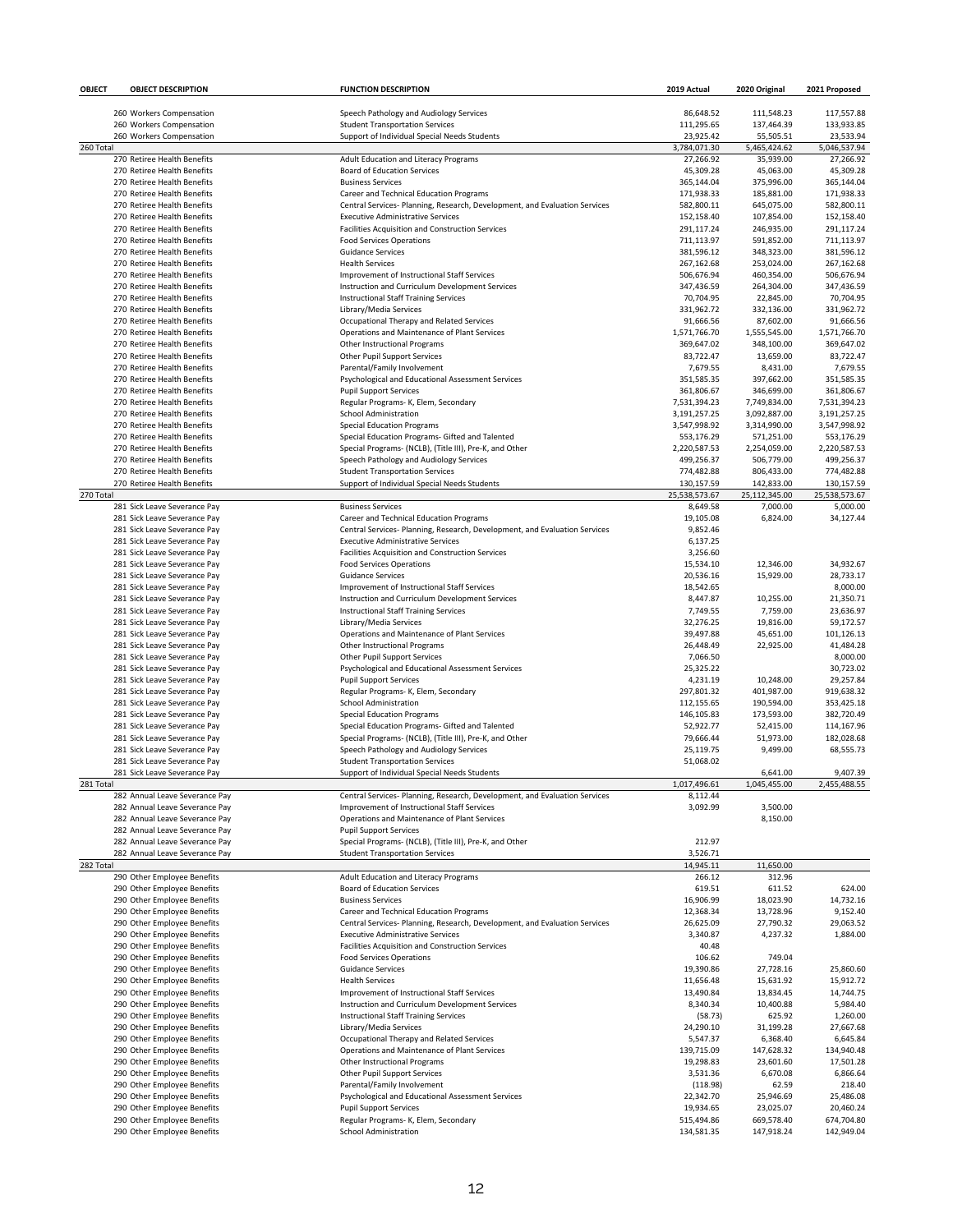| OBJECT | OBJECT DESCRIPTION | FUNCTION DESCRIPTION | 2019 Actual | 2020 Original | 2021 Proposed |
|---|---|---|---|---|---|
| | 260 Workers Compensation | Speech Pathology and Audiology Services | 86,648.52 | 111,548.23 | 117,557.88 |
| | 260 Workers Compensation | Student Transportation Services | 111,295.65 | 137,464.39 | 133,933.85 |
| | 260 Workers Compensation | Support of Individual Special Needs Students | 23,925.42 | 55,505.51 | 23,533.94 |
| 260 Total | | | 3,784,071.30 | 5,465,424.62 | 5,046,537.94 |
| | 270 Retiree Health Benefits | Adult Education and Literacy Programs | 27,266.92 | 35,939.00 | 27,266.92 |
| | 270 Retiree Health Benefits | Board of Education Services | 45,309.28 | 45,063.00 | 45,309.28 |
| | 270 Retiree Health Benefits | Business Services | 365,144.04 | 375,996.00 | 365,144.04 |
| | 270 Retiree Health Benefits | Career and Technical Education Programs | 171,938.33 | 185,881.00 | 171,938.33 |
| | 270 Retiree Health Benefits | Central Services- Planning, Research, Development, and Evaluation Services | 582,800.11 | 645,075.00 | 582,800.11 |
| | 270 Retiree Health Benefits | Executive Administrative Services | 152,158.40 | 107,854.00 | 152,158.40 |
| | 270 Retiree Health Benefits | Facilities Acquisition and Construction Services | 291,117.24 | 246,935.00 | 291,117.24 |
| | 270 Retiree Health Benefits | Food Services Operations | 711,113.97 | 591,852.00 | 711,113.97 |
| | 270 Retiree Health Benefits | Guidance Services | 381,596.12 | 348,323.00 | 381,596.12 |
| | 270 Retiree Health Benefits | Health Services | 267,162.68 | 253,024.00 | 267,162.68 |
| | 270 Retiree Health Benefits | Improvement of Instructional Staff Services | 506,676.94 | 460,354.00 | 506,676.94 |
| | 270 Retiree Health Benefits | Instruction and Curriculum Development Services | 347,436.59 | 264,304.00 | 347,436.59 |
| | 270 Retiree Health Benefits | Instructional Staff Training Services | 70,704.95 | 22,845.00 | 70,704.95 |
| | 270 Retiree Health Benefits | Library/Media Services | 331,962.72 | 332,136.00 | 331,962.72 |
| | 270 Retiree Health Benefits | Occupational Therapy and Related Services | 91,666.56 | 87,602.00 | 91,666.56 |
| | 270 Retiree Health Benefits | Operations and Maintenance of Plant Services | 1,571,766.70 | 1,555,545.00 | 1,571,766.70 |
| | 270 Retiree Health Benefits | Other Instructional Programs | 369,647.02 | 348,100.00 | 369,647.02 |
| | 270 Retiree Health Benefits | Other Pupil Support Services | 83,722.47 | 13,659.00 | 83,722.47 |
| | 270 Retiree Health Benefits | Parental/Family Involvement | 7,679.55 | 8,431.00 | 7,679.55 |
| | 270 Retiree Health Benefits | Psychological and Educational Assessment Services | 351,585.35 | 397,662.00 | 351,585.35 |
| | 270 Retiree Health Benefits | Pupil Support Services | 361,806.67 | 346,699.00 | 361,806.67 |
| | 270 Retiree Health Benefits | Regular Programs- K, Elem, Secondary | 7,531,394.23 | 7,749,834.00 | 7,531,394.23 |
| | 270 Retiree Health Benefits | School Administration | 3,191,257.25 | 3,092,887.00 | 3,191,257.25 |
| | 270 Retiree Health Benefits | Special Education Programs | 3,547,998.92 | 3,314,990.00 | 3,547,998.92 |
| | 270 Retiree Health Benefits | Special Education Programs- Gifted and Talented | 553,176.29 | 571,251.00 | 553,176.29 |
| | 270 Retiree Health Benefits | Special Programs- (NCLB), (Title III), Pre-K, and Other | 2,220,587.53 | 2,254,059.00 | 2,220,587.53 |
| | 270 Retiree Health Benefits | Speech Pathology and Audiology Services | 499,256.37 | 506,779.00 | 499,256.37 |
| | 270 Retiree Health Benefits | Student Transportation Services | 774,482.88 | 806,433.00 | 774,482.88 |
| | 270 Retiree Health Benefits | Support of Individual Special Needs Students | 130,157.59 | 142,833.00 | 130,157.59 |
| 270 Total | | | 25,538,573.67 | 25,112,345.00 | 25,538,573.67 |
| | 281 Sick Leave Severance Pay | Business Services | 8,649.58 | 7,000.00 | 5,000.00 |
| | 281 Sick Leave Severance Pay | Career and Technical Education Programs | 19,105.08 | 6,824.00 | 34,127.44 |
| | 281 Sick Leave Severance Pay | Central Services- Planning, Research, Development, and Evaluation Services | 9,852.46 | | |
| | 281 Sick Leave Severance Pay | Executive Administrative Services | 6,137.25 | | |
| | 281 Sick Leave Severance Pay | Facilities Acquisition and Construction Services | 3,256.60 | | |
| | 281 Sick Leave Severance Pay | Food Services Operations | 15,534.10 | 12,346.00 | 34,932.67 |
| | 281 Sick Leave Severance Pay | Guidance Services | 20,536.16 | 15,929.00 | 28,733.17 |
| | 281 Sick Leave Severance Pay | Improvement of Instructional Staff Services | 18,542.65 | | 8,000.00 |
| | 281 Sick Leave Severance Pay | Instruction and Curriculum Development Services | 8,447.87 | 10,255.00 | 21,350.71 |
| | 281 Sick Leave Severance Pay | Instructional Staff Training Services | 7,749.55 | 7,759.00 | 23,636.97 |
| | 281 Sick Leave Severance Pay | Library/Media Services | 32,276.25 | 19,816.00 | 59,172.57 |
| | 281 Sick Leave Severance Pay | Operations and Maintenance of Plant Services | 39,497.88 | 45,651.00 | 101,126.13 |
| | 281 Sick Leave Severance Pay | Other Instructional Programs | 26,448.49 | 22,925.00 | 41,484.28 |
| | 281 Sick Leave Severance Pay | Other Pupil Support Services | 7,066.50 | | 8,000.00 |
| | 281 Sick Leave Severance Pay | Psychological and Educational Assessment Services | 25,325.22 | | 30,723.02 |
| | 281 Sick Leave Severance Pay | Pupil Support Services | 4,231.19 | 10,248.00 | 29,257.84 |
| | 281 Sick Leave Severance Pay | Regular Programs- K, Elem, Secondary | 297,801.32 | 401,987.00 | 919,638.32 |
| | 281 Sick Leave Severance Pay | School Administration | 112,155.65 | 190,594.00 | 353,425.18 |
| | 281 Sick Leave Severance Pay | Special Education Programs | 146,105.83 | 173,593.00 | 382,720.49 |
| | 281 Sick Leave Severance Pay | Special Education Programs- Gifted and Talented | 52,922.77 | 52,415.00 | 114,167.96 |
| | 281 Sick Leave Severance Pay | Special Programs- (NCLB), (Title III), Pre-K, and Other | 79,666.44 | 51,973.00 | 182,028.68 |
| | 281 Sick Leave Severance Pay | Speech Pathology and Audiology Services | 25,119.75 | 9,499.00 | 68,555.73 |
| | 281 Sick Leave Severance Pay | Student Transportation Services | 51,068.02 | | |
| | 281 Sick Leave Severance Pay | Support of Individual Special Needs Students | | 6,641.00 | 9,407.39 |
| 281 Total | | | 1,017,496.61 | 1,045,455.00 | 2,455,488.55 |
| | 282 Annual Leave Severance Pay | Central Services- Planning, Research, Development, and Evaluation Services | 8,112.44 | | |
| | 282 Annual Leave Severance Pay | Improvement of Instructional Staff Services | 3,092.99 | 3,500.00 | |
| | 282 Annual Leave Severance Pay | Operations and Maintenance of Plant Services | | 8,150.00 | |
| | 282 Annual Leave Severance Pay | Pupil Support Services | | | |
| | 282 Annual Leave Severance Pay | Special Programs- (NCLB), (Title III), Pre-K, and Other | 212.97 | | |
| | 282 Annual Leave Severance Pay | Student Transportation Services | 3,526.71 | | |
| 282 Total | | | 14,945.11 | 11,650.00 | |
| | 290 Other Employee Benefits | Adult Education and Literacy Programs | 266.12 | 312.96 | |
| | 290 Other Employee Benefits | Board of Education Services | 619.51 | 611.52 | 624.00 |
| | 290 Other Employee Benefits | Business Services | 16,906.99 | 18,023.90 | 14,732.16 |
| | 290 Other Employee Benefits | Career and Technical Education Programs | 12,368.34 | 13,728.96 | 9,152.40 |
| | 290 Other Employee Benefits | Central Services- Planning, Research, Development, and Evaluation Services | 26,625.09 | 27,790.32 | 29,063.52 |
| | 290 Other Employee Benefits | Executive Administrative Services | 3,340.87 | 4,237.32 | 1,884.00 |
| | 290 Other Employee Benefits | Facilities Acquisition and Construction Services | 40.48 | | |
| | 290 Other Employee Benefits | Food Services Operations | 106.62 | 749.04 | |
| | 290 Other Employee Benefits | Guidance Services | 19,390.86 | 27,728.16 | 25,860.60 |
| | 290 Other Employee Benefits | Health Services | 11,656.48 | 15,631.92 | 15,912.72 |
| | 290 Other Employee Benefits | Improvement of Instructional Staff Services | 13,490.84 | 13,834.45 | 14,744.75 |
| | 290 Other Employee Benefits | Instruction and Curriculum Development Services | 8,340.34 | 10,400.88 | 5,984.40 |
| | 290 Other Employee Benefits | Instructional Staff Training Services | (58.73) | 625.92 | 1,260.00 |
| | 290 Other Employee Benefits | Library/Media Services | 24,290.10 | 31,199.28 | 27,667.68 |
| | 290 Other Employee Benefits | Occupational Therapy and Related Services | 5,547.37 | 6,368.40 | 6,645.84 |
| | 290 Other Employee Benefits | Operations and Maintenance of Plant Services | 139,715.09 | 147,628.32 | 134,940.48 |
| | 290 Other Employee Benefits | Other Instructional Programs | 19,298.83 | 23,601.60 | 17,501.28 |
| | 290 Other Employee Benefits | Other Pupil Support Services | 3,531.36 | 6,670.08 | 6,866.64 |
| | 290 Other Employee Benefits | Parental/Family Involvement | (118.98) | 62.59 | 218.40 |
| | 290 Other Employee Benefits | Psychological and Educational Assessment Services | 22,342.70 | 25,946.69 | 25,486.08 |
| | 290 Other Employee Benefits | Pupil Support Services | 19,934.65 | 23,025.07 | 20,460.24 |
| | 290 Other Employee Benefits | Regular Programs- K, Elem, Secondary | 515,494.86 | 669,578.40 | 674,704.80 |
| | 290 Other Employee Benefits | School Administration | 134,581.35 | 147,918.24 | 142,949.04 |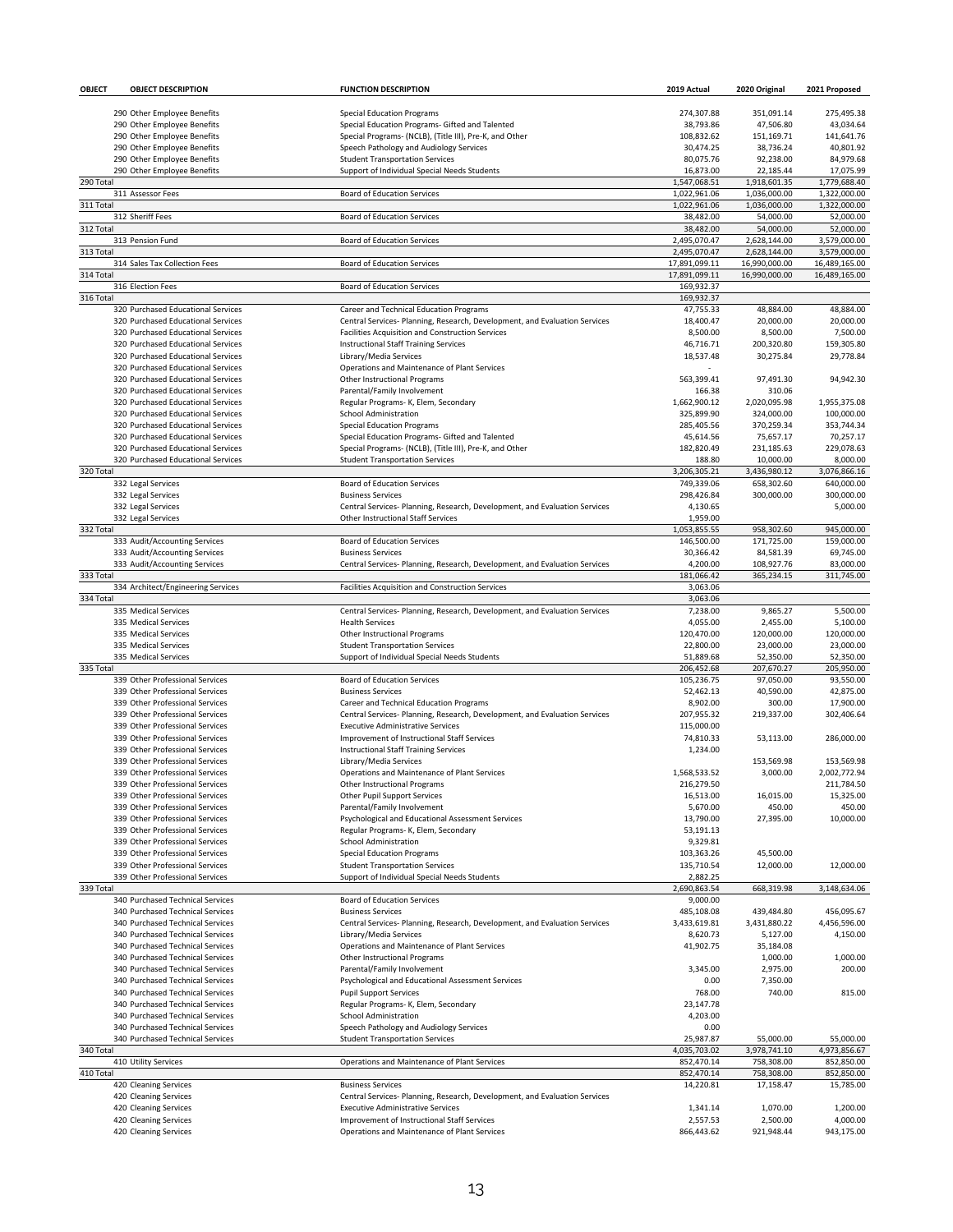| OBJECT | OBJECT DESCRIPTION | FUNCTION DESCRIPTION | 2019 Actual | 2020 Original | 2021 Proposed |
|---|---|---|---|---|---|
| | 290 Other Employee Benefits | Special Education Programs | 274,307.88 | 351,091.14 | 275,495.38 |
| | 290 Other Employee Benefits | Special Education Programs- Gifted and Talented | 38,793.86 | 47,506.80 | 43,034.64 |
| | 290 Other Employee Benefits | Special Programs- (NCLB), (Title III), Pre-K, and Other | 108,832.62 | 151,169.71 | 141,641.76 |
| | 290 Other Employee Benefits | Speech Pathology and Audiology Services | 30,474.25 | 38,736.24 | 40,801.92 |
| | 290 Other Employee Benefits | Student Transportation Services | 80,075.76 | 92,238.00 | 84,979.68 |
| | 290 Other Employee Benefits | Support of Individual Special Needs Students | 16,873.00 | 22,185.44 | 17,075.99 |
| 290 Total | | | 1,547,068.51 | 1,918,601.35 | 1,779,688.40 |
| | 311 Assessor Fees | Board of Education Services | 1,022,961.06 | 1,036,000.00 | 1,322,000.00 |
| 311 Total | | | 1,022,961.06 | 1,036,000.00 | 1,322,000.00 |
| | 312 Sheriff Fees | Board of Education Services | 38,482.00 | 54,000.00 | 52,000.00 |
| 312 Total | | | 38,482.00 | 54,000.00 | 52,000.00 |
| | 313 Pension Fund | Board of Education Services | 2,495,070.47 | 2,628,144.00 | 3,579,000.00 |
| 313 Total | | | 2,495,070.47 | 2,628,144.00 | 3,579,000.00 |
| | 314 Sales Tax Collection Fees | Board of Education Services | 17,891,099.11 | 16,990,000.00 | 16,489,165.00 |
| 314 Total | | | 17,891,099.11 | 16,990,000.00 | 16,489,165.00 |
| | 316 Election Fees | Board of Education Services | 169,932.37 | | |
| 316 Total | | | 169,932.37 | | |
| | 320 Purchased Educational Services | Career and Technical Education Programs | 47,755.33 | 48,884.00 | 48,884.00 |
| | 320 Purchased Educational Services | Central Services- Planning, Research, Development, and Evaluation Services | 18,400.47 | 20,000.00 | 20,000.00 |
| | 320 Purchased Educational Services | Facilities Acquisition and Construction Services | 8,500.00 | 8,500.00 | 7,500.00 |
| | 320 Purchased Educational Services | Instructional Staff Training Services | 46,716.71 | 200,320.80 | 159,305.80 |
| | 320 Purchased Educational Services | Library/Media Services | 18,537.48 | 30,275.84 | 29,778.84 |
| | 320 Purchased Educational Services | Operations and Maintenance of Plant Services | - | | |
| | 320 Purchased Educational Services | Other Instructional Programs | 563,399.41 | 97,491.30 | 94,942.30 |
| | 320 Purchased Educational Services | Parental/Family Involvement | 166.38 | 310.06 | |
| | 320 Purchased Educational Services | Regular Programs- K, Elem, Secondary | 1,662,900.12 | 2,020,095.98 | 1,955,375.08 |
| | 320 Purchased Educational Services | School Administration | 325,899.90 | 324,000.00 | 100,000.00 |
| | 320 Purchased Educational Services | Special Education Programs | 285,405.56 | 370,259.34 | 353,744.34 |
| | 320 Purchased Educational Services | Special Education Programs- Gifted and Talented | 45,614.56 | 75,657.17 | 70,257.17 |
| | 320 Purchased Educational Services | Special Programs- (NCLB), (Title III), Pre-K, and Other | 182,820.49 | 231,185.63 | 229,078.63 |
| | 320 Purchased Educational Services | Student Transportation Services | 188.80 | 10,000.00 | 8,000.00 |
| 320 Total | | | 3,206,305.21 | 3,436,980.12 | 3,076,866.16 |
| | 332 Legal Services | Board of Education Services | 749,339.06 | 658,302.60 | 640,000.00 |
| | 332 Legal Services | Business Services | 298,426.84 | 300,000.00 | 300,000.00 |
| | 332 Legal Services | Central Services- Planning, Research, Development, and Evaluation Services | 4,130.65 | | 5,000.00 |
| | 332 Legal Services | Other Instructional Staff Services | 1,959.00 | | |
| 332 Total | | | 1,053,855.55 | 958,302.60 | 945,000.00 |
| | 333 Audit/Accounting Services | Board of Education Services | 146,500.00 | 171,725.00 | 159,000.00 |
| | 333 Audit/Accounting Services | Business Services | 30,366.42 | 84,581.39 | 69,745.00 |
| | 333 Audit/Accounting Services | Central Services- Planning, Research, Development, and Evaluation Services | 4,200.00 | 108,927.76 | 83,000.00 |
| 333 Total | | | 181,066.42 | 365,234.15 | 311,745.00 |
| | 334 Architect/Engineering Services | Facilities Acquisition and Construction Services | 3,063.06 | | |
| 334 Total | | | 3,063.06 | | |
| | 335 Medical Services | Central Services- Planning, Research, Development, and Evaluation Services | 7,238.00 | 9,865.27 | 5,500.00 |
| | 335 Medical Services | Health Services | 4,055.00 | 2,455.00 | 5,100.00 |
| | 335 Medical Services | Other Instructional Programs | 120,470.00 | 120,000.00 | 120,000.00 |
| | 335 Medical Services | Student Transportation Services | 22,800.00 | 23,000.00 | 23,000.00 |
| | 335 Medical Services | Support of Individual Special Needs Students | 51,889.68 | 52,350.00 | 52,350.00 |
| 335 Total | | | 206,452.68 | 207,670.27 | 205,950.00 |
| | 339 Other Professional Services | Board of Education Services | 105,236.75 | 97,050.00 | 93,550.00 |
| | 339 Other Professional Services | Business Services | 52,462.13 | 40,590.00 | 42,875.00 |
| | 339 Other Professional Services | Career and Technical Education Programs | 8,902.00 | 300.00 | 17,900.00 |
| | 339 Other Professional Services | Central Services- Planning, Research, Development, and Evaluation Services | 207,955.32 | 219,337.00 | 302,406.64 |
| | 339 Other Professional Services | Executive Administrative Services | 115,000.00 | | |
| | 339 Other Professional Services | Improvement of Instructional Staff Services | 74,810.33 | 53,113.00 | 286,000.00 |
| | 339 Other Professional Services | Instructional Staff Training Services | 1,234.00 | | |
| | 339 Other Professional Services | Library/Media Services | | 153,569.98 | 153,569.98 |
| | 339 Other Professional Services | Operations and Maintenance of Plant Services | 1,568,533.52 | 3,000.00 | 2,002,772.94 |
| | 339 Other Professional Services | Other Instructional Programs | 216,279.50 | | 211,784.50 |
| | 339 Other Professional Services | Other Pupil Support Services | 16,513.00 | 16,015.00 | 15,325.00 |
| | 339 Other Professional Services | Parental/Family Involvement | 5,670.00 | 450.00 | 450.00 |
| | 339 Other Professional Services | Psychological and Educational Assessment Services | 13,790.00 | 27,395.00 | 10,000.00 |
| | 339 Other Professional Services | Regular Programs- K, Elem, Secondary | 53,191.13 | | |
| | 339 Other Professional Services | School Administration | 9,329.81 | | |
| | 339 Other Professional Services | Special Education Programs | 103,363.26 | 45,500.00 | |
| | 339 Other Professional Services | Student Transportation Services | 135,710.54 | 12,000.00 | 12,000.00 |
| | 339 Other Professional Services | Support of Individual Special Needs Students | 2,882.25 | | |
| 339 Total | | | 2,690,863.54 | 668,319.98 | 3,148,634.06 |
| | 340 Purchased Technical Services | Board of Education Services | 9,000.00 | | |
| | 340 Purchased Technical Services | Business Services | 485,108.08 | 439,484.80 | 456,095.67 |
| | 340 Purchased Technical Services | Central Services- Planning, Research, Development, and Evaluation Services | 3,433,619.81 | 3,431,880.22 | 4,456,596.00 |
| | 340 Purchased Technical Services | Library/Media Services | 8,620.73 | 5,127.00 | 4,150.00 |
| | 340 Purchased Technical Services | Operations and Maintenance of Plant Services | 41,902.75 | 35,184.08 | |
| | 340 Purchased Technical Services | Other Instructional Programs | | 1,000.00 | 1,000.00 |
| | 340 Purchased Technical Services | Parental/Family Involvement | 3,345.00 | 2,975.00 | 200.00 |
| | 340 Purchased Technical Services | Psychological and Educational Assessment Services | 0.00 | 7,350.00 | |
| | 340 Purchased Technical Services | Pupil Support Services | 768.00 | 740.00 | 815.00 |
| | 340 Purchased Technical Services | Regular Programs- K, Elem, Secondary | 23,147.78 | | |
| | 340 Purchased Technical Services | School Administration | 4,203.00 | | |
| | 340 Purchased Technical Services | Speech Pathology and Audiology Services | 0.00 | | |
| | 340 Purchased Technical Services | Student Transportation Services | 25,987.87 | 55,000.00 | 55,000.00 |
| 340 Total | | | 4,035,703.02 | 3,978,741.10 | 4,973,856.67 |
| | 410 Utility Services | Operations and Maintenance of Plant Services | 852,470.14 | 758,308.00 | 852,850.00 |
| 410 Total | | | 852,470.14 | 758,308.00 | 852,850.00 |
| | 420 Cleaning Services | Business Services | 14,220.81 | 17,158.47 | 15,785.00 |
| | 420 Cleaning Services | Central Services- Planning, Research, Development, and Evaluation Services | | | |
| | 420 Cleaning Services | Executive Administrative Services | 1,341.14 | 1,070.00 | 1,200.00 |
| | 420 Cleaning Services | Improvement of Instructional Staff Services | 2,557.53 | 2,500.00 | 4,000.00 |
| | 420 Cleaning Services | Operations and Maintenance of Plant Services | 866,443.62 | 921,948.44 | 943,175.00 |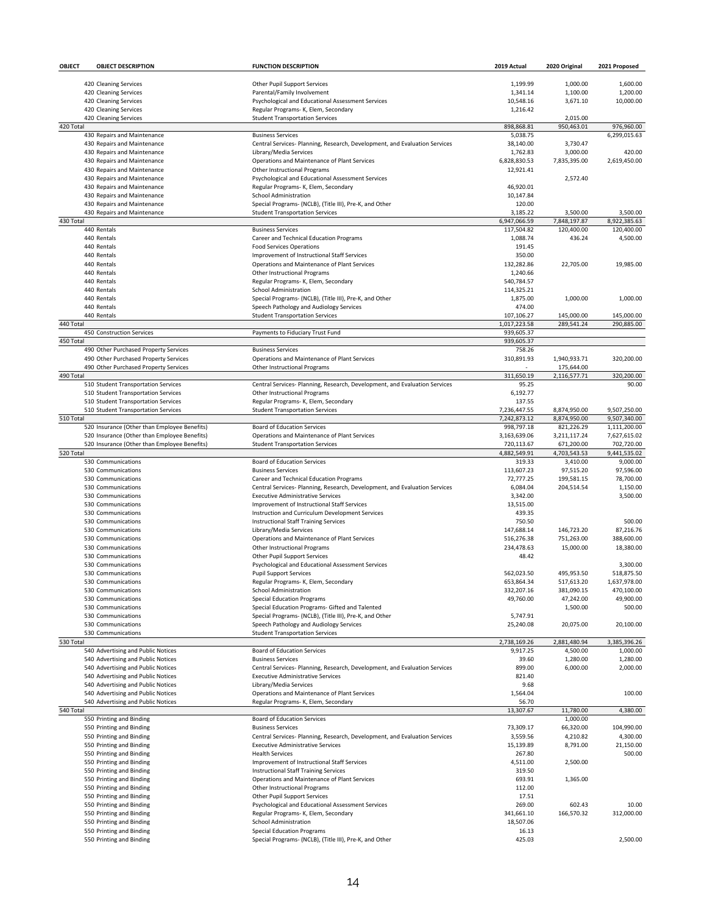| OBJECT | OBJECT DESCRIPTION | FUNCTION DESCRIPTION | 2019 Actual | 2020 Original | 2021 Proposed |
|---|---|---|---|---|---|
| | 420 Cleaning Services | Other Pupil Support Services | 1,199.99 | 1,000.00 | 1,600.00 |
| | 420 Cleaning Services | Parental/Family Involvement | 1,341.14 | 1,100.00 | 1,200.00 |
| | 420 Cleaning Services | Psychological and Educational Assessment Services | 10,548.16 | 3,671.10 | 10,000.00 |
| | 420 Cleaning Services | Regular Programs- K, Elem, Secondary | 1,216.42 | | |
| | 420 Cleaning Services | Student Transportation Services | | 2,015.00 | |
| 420 Total | | | 898,868.81 | 950,463.01 | 976,960.00 |
| | 430 Repairs and Maintenance | Business Services | 5,038.75 | | 6,299,015.63 |
| | 430 Repairs and Maintenance | Central Services- Planning, Research, Development, and Evaluation Services | 38,140.00 | 3,730.47 | |
| | 430 Repairs and Maintenance | Library/Media Services | 1,762.83 | 3,000.00 | 420.00 |
| | 430 Repairs and Maintenance | Operations and Maintenance of Plant Services | 6,828,830.53 | 7,835,395.00 | 2,619,450.00 |
| | 430 Repairs and Maintenance | Other Instructional Programs | 12,921.41 | | |
| | 430 Repairs and Maintenance | Psychological and Educational Assessment Services | | 2,572.40 | |
| | 430 Repairs and Maintenance | Regular Programs- K, Elem, Secondary | 46,920.01 | | |
| | 430 Repairs and Maintenance | School Administration | 10,147.84 | | |
| | 430 Repairs and Maintenance | Special Programs- (NCLB), (Title III), Pre-K, and Other | 120.00 | | |
| | 430 Repairs and Maintenance | Student Transportation Services | 3,185.22 | 3,500.00 | 3,500.00 |
| 430 Total | | | 6,947,066.59 | 7,848,197.87 | 8,922,385.63 |
| | 440 Rentals | Business Services | 117,504.82 | 120,400.00 | 120,400.00 |
| | 440 Rentals | Career and Technical Education Programs | 1,088.74 | 436.24 | 4,500.00 |
| | 440 Rentals | Food Services Operations | 191.45 | | |
| | 440 Rentals | Improvement of Instructional Staff Services | 350.00 | | |
| | 440 Rentals | Operations and Maintenance of Plant Services | 132,282.86 | 22,705.00 | 19,985.00 |
| | 440 Rentals | Other Instructional Programs | 1,240.66 | | |
| | 440 Rentals | Regular Programs- K, Elem, Secondary | 540,784.57 | | |
| | 440 Rentals | School Administration | 114,325.21 | | |
| | 440 Rentals | Special Programs- (NCLB), (Title III), Pre-K, and Other | 1,875.00 | 1,000.00 | 1,000.00 |
| | 440 Rentals | Speech Pathology and Audiology Services | 474.00 | | |
| | 440 Rentals | Student Transportation Services | 107,106.27 | 145,000.00 | 145,000.00 |
| 440 Total | | | 1,017,223.58 | 289,541.24 | 290,885.00 |
| | 450 Construction Services | Payments to Fiduciary Trust Fund | 939,605.37 | | |
| 450 Total | | | 939,605.37 | | |
| | 490 Other Purchased Property Services | Business Services | 758.26 | | |
| | 490 Other Purchased Property Services | Operations and Maintenance of Plant Services | 310,891.93 | 1,940,933.71 | 320,200.00 |
| | 490 Other Purchased Property Services | Other Instructional Programs | - | 175,644.00 | |
| 490 Total | | | 311,650.19 | 2,116,577.71 | 320,200.00 |
| | 510 Student Transportation Services | Central Services- Planning, Research, Development, and Evaluation Services | 95.25 | | 90.00 |
| | 510 Student Transportation Services | Other Instructional Programs | 6,192.77 | | |
| | 510 Student Transportation Services | Regular Programs- K, Elem, Secondary | 137.55 | | |
| | 510 Student Transportation Services | Student Transportation Services | 7,236,447.55 | 8,874,950.00 | 9,507,250.00 |
| 510 Total | | | 7,242,873.12 | 8,874,950.00 | 9,507,340.00 |
| | 520 Insurance (Other than Employee Benefits) | Board of Education Services | 998,797.18 | 821,226.29 | 1,111,200.00 |
| | 520 Insurance (Other than Employee Benefits) | Operations and Maintenance of Plant Services | 3,163,639.06 | 3,211,117.24 | 7,627,615.02 |
| | 520 Insurance (Other than Employee Benefits) | Student Transportation Services | 720,113.67 | 671,200.00 | 702,720.00 |
| 520 Total | | | 4,882,549.91 | 4,703,543.53 | 9,441,535.02 |
| | 530 Communications | Board of Education Services | 319.33 | 3,410.00 | 9,000.00 |
| | 530 Communications | Business Services | 113,607.23 | 97,515.20 | 97,596.00 |
| | 530 Communications | Career and Technical Education Programs | 72,777.25 | 199,581.15 | 78,700.00 |
| | 530 Communications | Central Services- Planning, Research, Development, and Evaluation Services | 6,084.04 | 204,514.54 | 1,150.00 |
| | 530 Communications | Executive Administrative Services | 3,342.00 | | 3,500.00 |
| | 530 Communications | Improvement of Instructional Staff Services | 13,515.00 | | |
| | 530 Communications | Instruction and Curriculum Development Services | 439.35 | | |
| | 530 Communications | Instructional Staff Training Services | 750.50 | | 500.00 |
| | 530 Communications | Library/Media Services | 147,688.14 | 146,723.20 | 87,216.76 |
| | 530 Communications | Operations and Maintenance of Plant Services | 516,276.38 | 751,263.00 | 388,600.00 |
| | 530 Communications | Other Instructional Programs | 234,478.63 | 15,000.00 | 18,380.00 |
| | 530 Communications | Other Pupil Support Services | 48.42 | | |
| | 530 Communications | Psychological and Educational Assessment Services | | | 3,300.00 |
| | 530 Communications | Pupil Support Services | 562,023.50 | 495,953.50 | 518,875.50 |
| | 530 Communications | Regular Programs- K, Elem, Secondary | 653,864.34 | 517,613.20 | 1,637,978.00 |
| | 530 Communications | School Administration | 332,207.16 | 381,090.15 | 470,100.00 |
| | 530 Communications | Special Education Programs | 49,760.00 | 47,242.00 | 49,900.00 |
| | 530 Communications | Special Education Programs- Gifted and Talented | | 1,500.00 | 500.00 |
| | 530 Communications | Special Programs- (NCLB), (Title III), Pre-K, and Other | 5,747.91 | | |
| | 530 Communications | Speech Pathology and Audiology Services | 25,240.08 | 20,075.00 | 20,100.00 |
| | 530 Communications | Student Transportation Services | | | |
| 530 Total | | | 2,738,169.26 | 2,881,480.94 | 3,385,396.26 |
| | 540 Advertising and Public Notices | Board of Education Services | 9,917.25 | 4,500.00 | 1,000.00 |
| | 540 Advertising and Public Notices | Business Services | 39.60 | 1,280.00 | 1,280.00 |
| | 540 Advertising and Public Notices | Central Services- Planning, Research, Development, and Evaluation Services | 899.00 | 6,000.00 | 2,000.00 |
| | 540 Advertising and Public Notices | Executive Administrative Services | 821.40 | | |
| | 540 Advertising and Public Notices | Library/Media Services | 9.68 | | |
| | 540 Advertising and Public Notices | Operations and Maintenance of Plant Services | 1,564.04 | | 100.00 |
| | 540 Advertising and Public Notices | Regular Programs- K, Elem, Secondary | 56.70 | | |
| 540 Total | | | 13,307.67 | 11,780.00 | 4,380.00 |
| | 550 Printing and Binding | Board of Education Services | | 1,000.00 | |
| | 550 Printing and Binding | Business Services | 73,309.17 | 66,320.00 | 104,990.00 |
| | 550 Printing and Binding | Central Services- Planning, Research, Development, and Evaluation Services | 3,559.56 | 4,210.82 | 4,300.00 |
| | 550 Printing and Binding | Executive Administrative Services | 15,139.89 | 8,791.00 | 21,150.00 |
| | 550 Printing and Binding | Health Services | 267.80 | | 500.00 |
| | 550 Printing and Binding | Improvement of Instructional Staff Services | 4,511.00 | 2,500.00 | |
| | 550 Printing and Binding | Instructional Staff Training Services | 319.50 | | |
| | 550 Printing and Binding | Operations and Maintenance of Plant Services | 693.91 | 1,365.00 | |
| | 550 Printing and Binding | Other Instructional Programs | 112.00 | | |
| | 550 Printing and Binding | Other Pupil Support Services | 17.51 | | |
| | 550 Printing and Binding | Psychological and Educational Assessment Services | 269.00 | 602.43 | 10.00 |
| | 550 Printing and Binding | Regular Programs- K, Elem, Secondary | 341,661.10 | 166,570.32 | 312,000.00 |
| | 550 Printing and Binding | School Administration | 18,507.06 | | |
| | 550 Printing and Binding | Special Education Programs | 16.13 | | |
| | 550 Printing and Binding | Special Programs- (NCLB), (Title III), Pre-K, and Other | 425.03 | | 2,500.00 |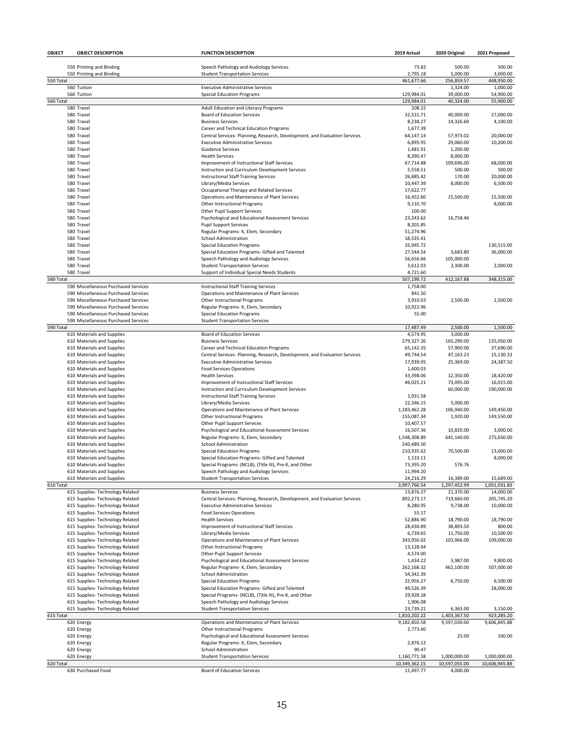| OBJECT | OBJECT DESCRIPTION | FUNCTION DESCRIPTION | 2019 Actual | 2020 Original | 2021 Proposed |
|---|---|---|---|---|---|
| | 550 Printing and Binding | Speech Pathology and Audiology Services | 73.82 | 500.00 | 500.00 |
| | 550 Printing and Binding | Student Transportation Services | 2,795.18 | 5,000.00 | 3,000.00 |
| 550 Total | | | 461,677.66 | 256,859.57 | 448,950.00 |
| | 560 Tuition | Executive Administrative Services | - | 1,324.00 | 1,000.00 |
| | 560 Tuition | Special Education Programs | 129,984.01 | 39,000.00 | 54,900.00 |
| 560 Total | | | 129,984.01 | 40,324.00 | 55,900.00 |
| | 580 Travel | Adult Education and Literacy Programs | 208.22 | | |
| | 580 Travel | Board of Education Services | 32,531.71 | 40,000.00 | 27,000.00 |
| | 580 Travel | Business Services | 8,238.27 | 14,326.60 | 4,100.00 |
| | 580 Travel | Career and Technical Education Programs | 1,677.39 | | |
| | 580 Travel | Central Services- Planning, Research, Development, and Evaluation Services | 64,147.14 | 57,973.02 | 20,000.00 |
| | 580 Travel | Executive Administrative Services | 6,895.95 | 29,060.00 | 10,200.00 |
| | 580 Travel | Guidance Services | 1,481.91 | 1,200.00 | |
| | 580 Travel | Health Services | 8,390.47 | 8,000.00 | |
| | 580 Travel | Improvement of Instructional Staff Services | 67,714.88 | 109,696.00 | 68,000.00 |
| | 580 Travel | Instruction and Curriculum Development Services | 5,558.51 | 500.00 | 500.00 |
| | 580 Travel | Instructional Staff Training Services | 26,885.42 | 170.00 | 20,000.00 |
| | 580 Travel | Library/Media Services | 10,447.39 | 8,000.00 | 6,500.00 |
| | 580 Travel | Occupational Therapy and Related Services | 17,622.77 | | |
| | 580 Travel | Operations and Maintenance of Plant Services | 16,452.60 | 15,500.00 | 15,500.00 |
| | 580 Travel | Other Instructional Programs | 9,110.70 | | 8,000.00 |
| | 580 Travel | Other Pupil Support Services | 100.00 | | |
| | 580 Travel | Psychological and Educational Assessment Services | 23,243.62 | 16,758.46 | |
| | 580 Travel | Pupil Support Services | 8,201.85 | | |
| | 580 Travel | Regular Programs- K, Elem, Secondary | 51,274.96 | | |
| | 580 Travel | School Administration | 18,535.41 | | |
| | 580 Travel | Special Education Programs | 35,945.72 | | 130,515.00 |
| | 580 Travel | Special Education Programs- Gifted and Talented | 27,544.54 | 3,683.80 | 36,000.00 |
| | 580 Travel | Speech Pathology and Audiology Services | 56,656.66 | 105,000.00 | |
| | 580 Travel | Student Transportation Services | 3,612.03 | 2,300.00 | 2,000.00 |
| | 580 Travel | Support of Individual Special Needs Students | 4,721.60 | | |
| 580 Total | | | 507,199.72 | 412,167.88 | 348,315.00 |
| | 590 Miscellaneous Purchased Services | Instructional Staff Training Services | 1,758.00 | | |
| | 590 Miscellaneous Purchased Services | Operations and Maintenance of Plant Services | 841.50 | | |
| | 590 Miscellaneous Purchased Services | Other Instructional Programs | 3,910.03 | 2,500.00 | 1,500.00 |
| | 590 Miscellaneous Purchased Services | Regular Programs- K, Elem, Secondary | 10,922.96 | | |
| | 590 Miscellaneous Purchased Services | Special Education Programs | 55.00 | | |
| | 590 Miscellaneous Purchased Services | Student Transportation Services | - | | |
| 590 Total | | | 17,487.49 | 2,500.00 | 1,500.00 |
| | 610 Materials and Supplies | Board of Education Services | 4,574.95 | 3,000.00 | |
| | 610 Materials and Supplies | Business Services | 279,327.26 | 165,290.00 | 135,050.00 |
| | 610 Materials and Supplies | Career and Technical Education Programs | 65,142.35 | 57,900.00 | 37,690.00 |
| | 610 Materials and Supplies | Central Services- Planning, Research, Development, and Evaluation Services | 49,744.54 | 47,163.23 | 15,130.33 |
| | 610 Materials and Supplies | Executive Administrative Services | 17,939.05 | 25,369.00 | 24,387.50 |
| | 610 Materials and Supplies | Food Services Operations | 1,400.03 | | |
| | 610 Materials and Supplies | Health Services | 33,398.06 | 12,350.00 | 18,420.00 |
| | 610 Materials and Supplies | Improvement of Instructional Staff Services | 46,025.21 | 73,095.00 | 16,015.00 |
| | 610 Materials and Supplies | Instruction and Curriculum Development Services | | 60,000.00 | 190,000.00 |
| | 610 Materials and Supplies | Instructional Staff Training Services | 1,931.58 | | |
| | 610 Materials and Supplies | Library/Media Services | 22,346.15 | 5,000.00 | |
| | 610 Materials and Supplies | Operations and Maintenance of Plant Services | 1,183,462.28 | 106,940.00 | 149,450.00 |
| | 610 Materials and Supplies | Other Instructional Programs | 155,087.34 | 1,920.00 | 149,550.00 |
| | 610 Materials and Supplies | Other Pupil Support Services | 10,407.57 | | |
| | 610 Materials and Supplies | Psychological and Educational Assessment Services | 16,507.36 | 10,820.00 | 3,000.00 |
| | 610 Materials and Supplies | Regular Programs- K, Elem, Secondary | 1,548,308.89 | 641,140.00 | 275,650.00 |
| | 610 Materials and Supplies | School Administration | 240,489.50 | | |
| | 610 Materials and Supplies | Special Education Programs | 210,935.62 | 70,500.00 | 13,000.00 |
| | 610 Materials and Supplies | Special Education Programs- Gifted and Talented | 1,133.11 | | 8,000.00 |
| | 610 Materials and Supplies | Special Programs- (NCLB), (Title III), Pre-K, and Other | 73,395.20 | 576.76 | |
| | 610 Materials and Supplies | Speech Pathology and Audiology Services | 11,994.20 | | |
| | 610 Materials and Supplies | Student Transportation Services | 24,216.29 | 16,389.00 | 15,689.00 |
| 610 Total | | | 3,997,766.54 | 1,297,452.99 | 1,051,031.83 |
| | 615 Supplies- Technology Related | Business Services | 13,876.37 | 21,370.00 | 14,000.00 |
| | 615 Supplies- Technology Related | Central Services- Planning, Research, Development, and Evaluation Services | 892,273.17 | 719,660.00 | 205,745.20 |
| | 615 Supplies- Technology Related | Executive Administrative Services | 8,280.95 | 9,738.00 | 10,000.00 |
| | 615 Supplies- Technology Related | Food Services Operations | 55.17 | | |
| | 615 Supplies- Technology Related | Health Services | 52,886.90 | 18,790.00 | 18,790.00 |
| | 615 Supplies- Technology Related | Improvement of Instructional Staff Services | 28,430.89 | 38,893.50 | 800.00 |
| | 615 Supplies- Technology Related | Library/Media Services | 6,739.65 | 11,750.00 | 10,500.00 |
| | 615 Supplies- Technology Related | Operations and Maintenance of Plant Services | 343,956.02 | 103,966.00 | 109,000.00 |
| | 615 Supplies- Technology Related | Other Instructional Programs | 13,128.04 | | |
| | 615 Supplies- Technology Related | Other Pupil Support Services | 4,574.00 | | |
| | 615 Supplies- Technology Related | Psychological and Educational Assessment Services | 1,434.22 | 3,987.00 | 9,800.00 |
| | 615 Supplies- Technology Related | Regular Programs- K, Elem, Secondary | 262,168.32 | 462,100.00 | 507,000.00 |
| | 615 Supplies- Technology Related | School Administration | 54,342.39 | | |
| | 615 Supplies- Technology Related | Special Education Programs | 22,956.27 | 6,750.00 | 6,500.00 |
| | 615 Supplies- Technology Related | Special Education Programs- Gifted and Talented | 49,526.39 | | 28,000.00 |
| | 615 Supplies- Technology Related | Special Programs- (NCLB), (Title III), Pre-K, and Other | 29,928.18 | | |
| | 615 Supplies- Technology Related | Speech Pathology and Audiology Services | 1,906.08 | | |
| | 615 Supplies- Technology Related | Student Transportation Services | 23,739.21 | 6,363.00 | 3,150.00 |
| 615 Total | | | 1,810,202.22 | 1,403,367.50 | 923,285.20 |
| | 620 Energy | Operations and Maintenance of Plant Services | 9,182,850.58 | 9,597,030.00 | 9,606,845.88 |
| | 620 Energy | Other Instructional Programs | 2,773.40 | | |
| | 620 Energy | Psychological and Educational Assessment Services | | 25.00 | 100.00 |
| | 620 Energy | Regular Programs- K, Elem, Secondary | 2,876.12 | | |
| | 620 Energy | School Administration | 90.47 | | |
| | 620 Energy | Student Transportation Services | 1,160,771.58 | 1,000,000.00 | 1,000,000.00 |
| 620 Total | | | 10,349,362.15 | 10,597,055.00 | 10,606,945.88 |
| | 630 Purchased Food | Board of Education Services | 11,497.77 | 4,000.00 | |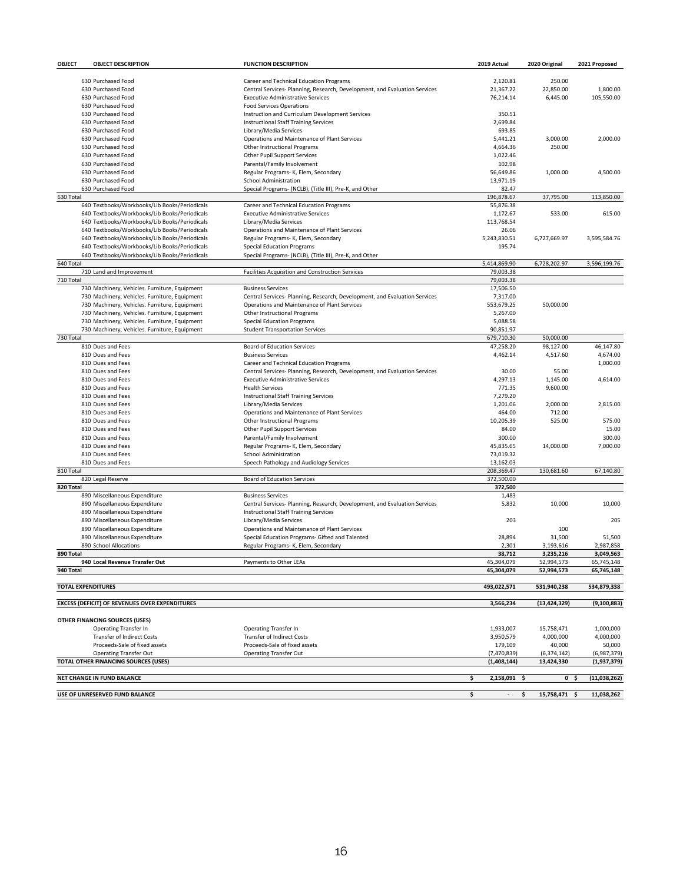| OBJECT | OBJECT DESCRIPTION | FUNCTION DESCRIPTION | 2019 Actual | 2020 Original | 2021 Proposed |
|---|---|---|---|---|---|
| | 630 Purchased Food | Career and Technical Education Programs | 2,120.81 | 250.00 | |
| | 630 Purchased Food | Central Services- Planning, Research, Development, and Evaluation Services | 21,367.22 | 22,850.00 | 1,800.00 |
| | 630 Purchased Food | Executive Administrative Services | 76,214.14 | 6,445.00 | 105,550.00 |
| | 630 Purchased Food | Food Services Operations | | | |
| | 630 Purchased Food | Instruction and Curriculum Development Services | 350.51 | | |
| | 630 Purchased Food | Instructional Staff Training Services | 2,699.84 | | |
| | 630 Purchased Food | Library/Media Services | 693.85 | | |
| | 630 Purchased Food | Operations and Maintenance of Plant Services | 5,441.21 | 3,000.00 | 2,000.00 |
| | 630 Purchased Food | Other Instructional Programs | 4,664.36 | 250.00 | |
| | 630 Purchased Food | Other Pupil Support Services | 1,022.46 | | |
| | 630 Purchased Food | Parental/Family Involvement | 102.98 | | |
| | 630 Purchased Food | Regular Programs- K, Elem, Secondary | 56,649.86 | 1,000.00 | 4,500.00 |
| | 630 Purchased Food | School Administration | 13,971.19 | | |
| | 630 Purchased Food | Special Programs- (NCLB), (Title III), Pre-K, and Other | 82.47 | | |
| 630 Total | | | 196,878.67 | 37,795.00 | 113,850.00 |
| | 640 Textbooks/Workbooks/Lib Books/Periodicals | Career and Technical Education Programs | 55,876.38 | | |
| | 640 Textbooks/Workbooks/Lib Books/Periodicals | Executive Administrative Services | 1,172.67 | 533.00 | 615.00 |
| | 640 Textbooks/Workbooks/Lib Books/Periodicals | Library/Media Services | 113,768.54 | | |
| | 640 Textbooks/Workbooks/Lib Books/Periodicals | Operations and Maintenance of Plant Services | 26.06 | | |
| | 640 Textbooks/Workbooks/Lib Books/Periodicals | Regular Programs- K, Elem, Secondary | 5,243,830.51 | 6,727,669.97 | 3,595,584.76 |
| | 640 Textbooks/Workbooks/Lib Books/Periodicals | Special Education Programs | 195.74 | | |
| | 640 Textbooks/Workbooks/Lib Books/Periodicals | Special Programs- (NCLB), (Title III), Pre-K, and Other | | | |
| 640 Total | | | 5,414,869.90 | 6,728,202.97 | 3,596,199.76 |
| | 710 Land and Improvement | Facilities Acquisition and Construction Services | 79,003.38 | | |
| 710 Total | | | 79,003.38 | | |
| | 730 Machinery, Vehicles. Furniture, Equipment | Business Services | 17,506.50 | | |
| | 730 Machinery, Vehicles. Furniture, Equipment | Central Services- Planning, Research, Development, and Evaluation Services | 7,317.00 | | |
| | 730 Machinery, Vehicles. Furniture, Equipment | Operations and Maintenance of Plant Services | 553,679.25 | 50,000.00 | |
| | 730 Machinery, Vehicles. Furniture, Equipment | Other Instructional Programs | 5,267.00 | | |
| | 730 Machinery, Vehicles. Furniture, Equipment | Special Education Programs | 5,088.58 | | |
| | 730 Machinery, Vehicles. Furniture, Equipment | Student Transportation Services | 90,851.97 | | |
| 730 Total | | | 679,710.30 | 50,000.00 | |
| | 810 Dues and Fees | Board of Education Services | 47,258.20 | 98,127.00 | 46,147.80 |
| | 810 Dues and Fees | Business Services | 4,462.14 | 4,517.60 | 4,674.00 |
| | 810 Dues and Fees | Career and Technical Education Programs | | | 1,000.00 |
| | 810 Dues and Fees | Central Services- Planning, Research, Development, and Evaluation Services | 30.00 | 55.00 | |
| | 810 Dues and Fees | Executive Administrative Services | 4,297.13 | 1,145.00 | 4,614.00 |
| | 810 Dues and Fees | Health Services | 771.35 | 9,600.00 | |
| | 810 Dues and Fees | Instructional Staff Training Services | 7,279.20 | | |
| | 810 Dues and Fees | Library/Media Services | 1,201.06 | 2,000.00 | 2,815.00 |
| | 810 Dues and Fees | Operations and Maintenance of Plant Services | 464.00 | 712.00 | |
| | 810 Dues and Fees | Other Instructional Programs | 10,205.39 | 525.00 | 575.00 |
| | 810 Dues and Fees | Other Pupil Support Services | 84.00 | | 15.00 |
| | 810 Dues and Fees | Parental/Family Involvement | 300.00 | | 300.00 |
| | 810 Dues and Fees | Regular Programs- K, Elem, Secondary | 45,835.65 | 14,000.00 | 7,000.00 |
| | 810 Dues and Fees | School Administration | 73,019.32 | | |
| | 810 Dues and Fees | Speech Pathology and Audiology Services | 13,162.03 | | |
| 810 Total | | | 208,369.47 | 130,681.60 | 67,140.80 |
| | 820 Legal Reserve | Board of Education Services | 372,500.00 | | |
| **820 Total** | | | **372,500** | | |
| | 890 Miscellaneous Expenditure | Business Services | 1,483 | | |
| | 890 Miscellaneous Expenditure | Central Services- Planning, Research, Development, and Evaluation Services | 5,832 | 10,000 | 10,000 |
| | 890 Miscellaneous Expenditure | Instructional Staff Training Services | | | |
| | 890 Miscellaneous Expenditure | Library/Media Services | 203 | | 205 |
| | 890 Miscellaneous Expenditure | Operations and Maintenance of Plant Services | | 100 | |
| | 890 Miscellaneous Expenditure | Special Education Programs- Gifted and Talented | 28,894 | 31,500 | 51,500 |
| | 890 School Allocations | Regular Programs- K, Elem, Secondary | 2,301 | 3,193,616 | 2,987,858 |
| **890 Total** | | | **38,712** | **3,235,216** | **3,049,563** |
| | **940 Local Revenue Transfer Out** | Payments to Other LEAs | 45,304,079 | 52,994,573 | 65,745,148 |
| **940 Total** | | | **45,304,079** | **52,994,573** | **65,745,148** |
| **TOTAL EXPENDITURES** | | | **493,022,571** | **531,940,238** | **534,879,338** |
| **EXCESS (DEFICIT) OF REVENUES OVER EXPENDITURES** | | | **3,566,234** | **(13,424,329)** | **(9,100,883)** |
| **OTHER FINANCING SOURCES (USES)** | | | | | |
| | Operating Transfer In | Operating Transfer In | 1,933,007 | 15,758,471 | 1,000,000 |
| | Transfer of Indirect Costs | Transfer of Indirect Costs | 3,950,579 | 4,000,000 | 4,000,000 |
| | Proceeds-Sale of fixed assets | Proceeds-Sale of fixed assets | 179,109 | 40,000 | 50,000 |
| | Operating Transfer Out | Operating Transfer Out | (7,470,839) | (6,374,142) | (6,987,379) |
| **TOTAL OTHER FINANCING SOURCES (USES)** | | | **(1,408,144)** | **13,424,330** | **(1,937,379)** |
| **NET CHANGE IN FUND BALANCE** | | | **$ 2,158,091** | **$ 0** | **$ (11,038,262)** |
| **USE OF UNRESERVED FUND BALANCE** | | | **$ -** | **$ 15,758,471** | **$ 11,038,262** |